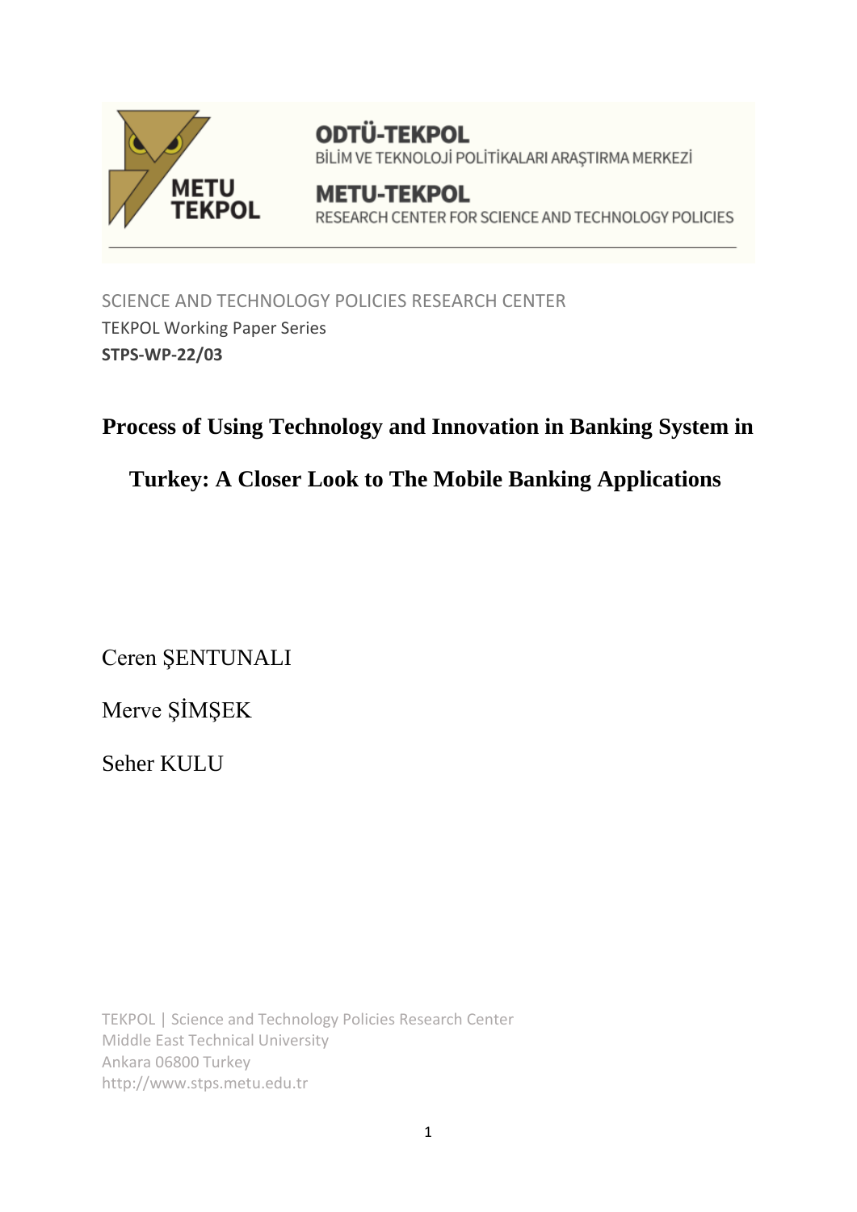ODTÜ-TEKPOL

BİLİM VE TEKNOLOJİ POLİTİKALARI ARAŞTIRMA MERKEZİ

METU-TEKPOL

RESEARCH CENTER FOR SCIENCE AND TECHNOLOGY POLICIES

SCIENCE AND TECHNOLOGY POLICIES RESEARCH CENTER

TEKPOL Working Paper Series

**STPS-WP-22/03**

# Process of Using Technology and Innovation in Banking System in Turkey: A Closer Look to The Mobile Banking Applications

Ceren ŞENTUNALI

Merve ŞİMŞEK

Seher KULU

TEKPOL | Science and Technology Policies Research Center
Middle East Technical University
Ankara 06800 Turkey
http://www.stps.metu.edu.tr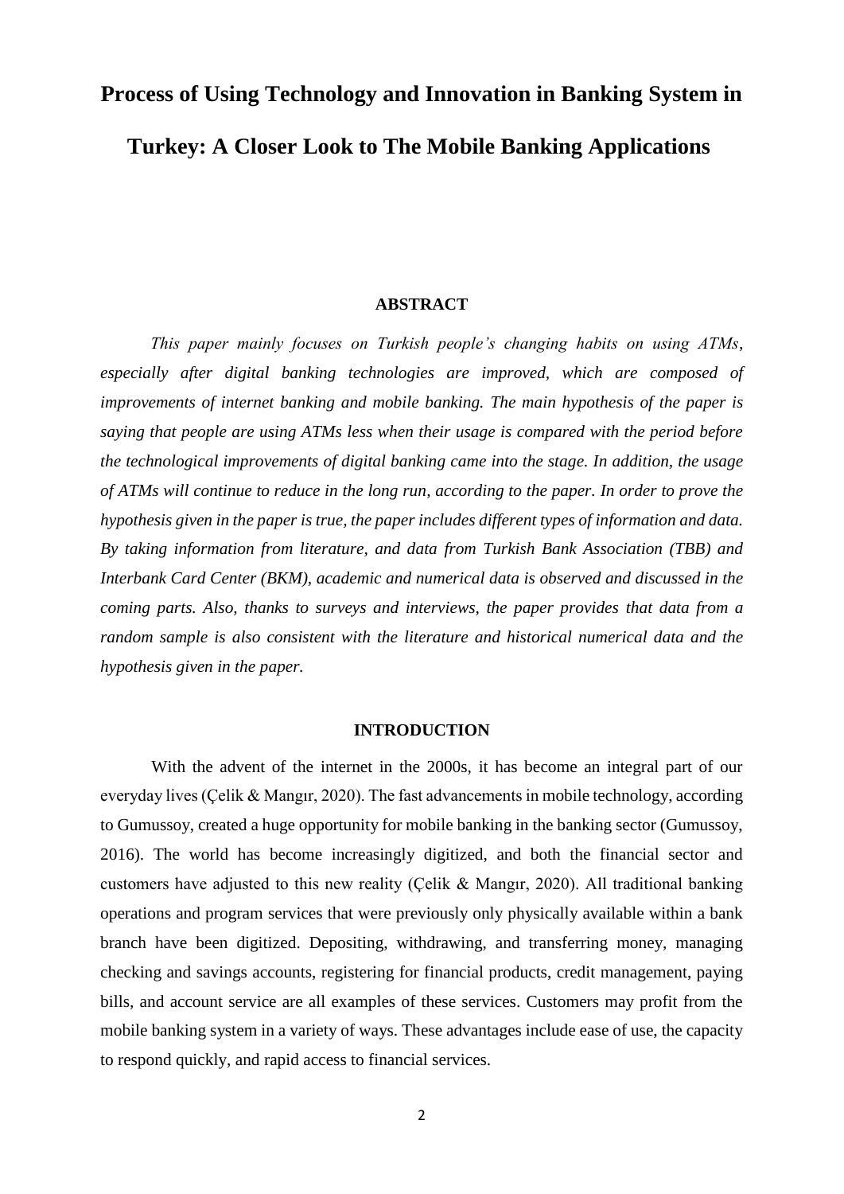# Process of Using Technology and Innovation in Banking System in Turkey: A Closer Look to The Mobile Banking Applications

## ABSTRACT

*This paper mainly focuses on Turkish people's changing habits on using ATMs, especially after digital banking technologies are improved, which are composed of improvements of internet banking and mobile banking. The main hypothesis of the paper is saying that people are using ATMs less when their usage is compared with the period before the technological improvements of digital banking came into the stage. In addition, the usage of ATMs will continue to reduce in the long run, according to the paper. In order to prove the hypothesis given in the paper is true, the paper includes different types of information and data. By taking information from literature, and data from Turkish Bank Association (TBB) and Interbank Card Center (BKM), academic and numerical data is observed and discussed in the coming parts. Also, thanks to surveys and interviews, the paper provides that data from a random sample is also consistent with the literature and historical numerical data and the hypothesis given in the paper.*

## INTRODUCTION

With the advent of the internet in the 2000s, it has become an integral part of our everyday lives (Çelik & Mangır, 2020). The fast advancements in mobile technology, according to Gumussoy, created a huge opportunity for mobile banking in the banking sector (Gumussoy, 2016). The world has become increasingly digitized, and both the financial sector and customers have adjusted to this new reality (Çelik & Mangır, 2020). All traditional banking operations and program services that were previously only physically available within a bank branch have been digitized. Depositing, withdrawing, and transferring money, managing checking and savings accounts, registering for financial products, credit management, paying bills, and account service are all examples of these services. Customers may profit from the mobile banking system in a variety of ways. These advantages include ease of use, the capacity to respond quickly, and rapid access to financial services.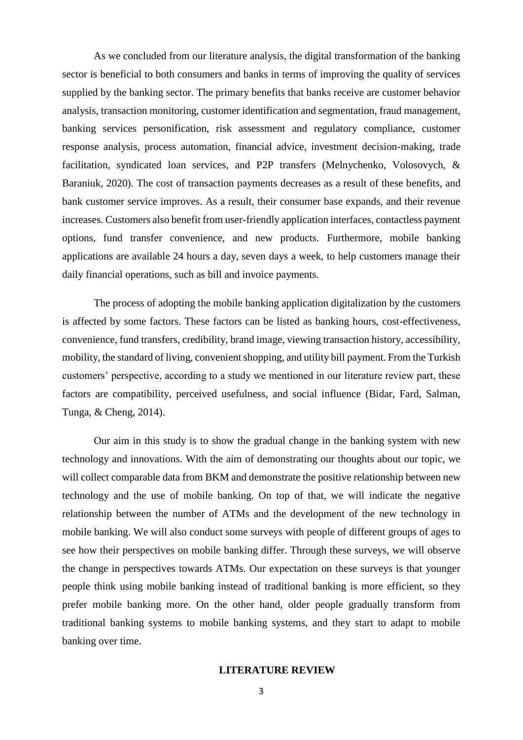As we concluded from our literature analysis, the digital transformation of the banking sector is beneficial to both consumers and banks in terms of improving the quality of services supplied by the banking sector. The primary benefits that banks receive are customer behavior analysis, transaction monitoring, customer identification and segmentation, fraud management, banking services personification, risk assessment and regulatory compliance, customer response analysis, process automation, financial advice, investment decision-making, trade facilitation, syndicated loan services, and P2P transfers (Melnychenko, Volosovych, & Baraniuk, 2020). The cost of transaction payments decreases as a result of these benefits, and bank customer service improves. As a result, their consumer base expands, and their revenue increases. Customers also benefit from user-friendly application interfaces, contactless payment options, fund transfer convenience, and new products. Furthermore, mobile banking applications are available 24 hours a day, seven days a week, to help customers manage their daily financial operations, such as bill and invoice payments.

The process of adopting the mobile banking application digitalization by the customers is affected by some factors. These factors can be listed as banking hours, cost-effectiveness, convenience, fund transfers, credibility, brand image, viewing transaction history, accessibility, mobility, the standard of living, convenient shopping, and utility bill payment. From the Turkish customers' perspective, according to a study we mentioned in our literature review part, these factors are compatibility, perceived usefulness, and social influence (Bidar, Fard, Salman, Tunga, & Cheng, 2014).

Our aim in this study is to show the gradual change in the banking system with new technology and innovations. With the aim of demonstrating our thoughts about our topic, we will collect comparable data from BKM and demonstrate the positive relationship between new technology and the use of mobile banking. On top of that, we will indicate the negative relationship between the number of ATMs and the development of the new technology in mobile banking. We will also conduct some surveys with people of different groups of ages to see how their perspectives on mobile banking differ. Through these surveys, we will observe the change in perspectives towards ATMs. Our expectation on these surveys is that younger people think using mobile banking instead of traditional banking is more efficient, so they prefer mobile banking more. On the other hand, older people gradually transform from traditional banking systems to mobile banking systems, and they start to adapt to mobile banking over time.

## LITERATURE REVIEW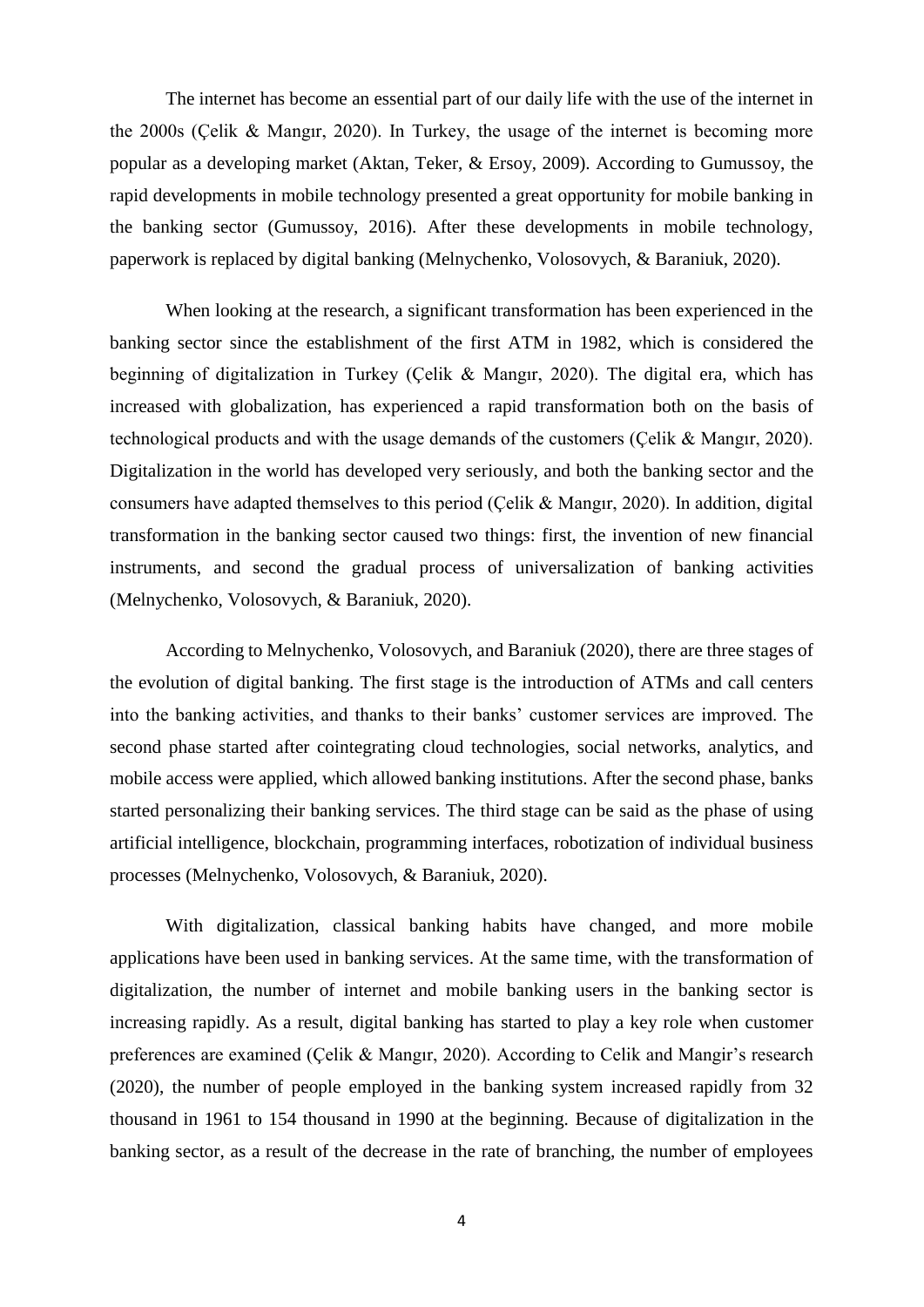The internet has become an essential part of our daily life with the use of the internet in the 2000s (Çelik & Mangır, 2020). In Turkey, the usage of the internet is becoming more popular as a developing market (Aktan, Teker, & Ersoy, 2009). According to Gumussoy, the rapid developments in mobile technology presented a great opportunity for mobile banking in the banking sector (Gumussoy, 2016). After these developments in mobile technology, paperwork is replaced by digital banking (Melnychenko, Volosovych, & Baraniuk, 2020).

When looking at the research, a significant transformation has been experienced in the banking sector since the establishment of the first ATM in 1982, which is considered the beginning of digitalization in Turkey (Çelik & Mangır, 2020). The digital era, which has increased with globalization, has experienced a rapid transformation both on the basis of technological products and with the usage demands of the customers (Çelik & Mangır, 2020). Digitalization in the world has developed very seriously, and both the banking sector and the consumers have adapted themselves to this period (Çelik & Mangır, 2020). In addition, digital transformation in the banking sector caused two things: first, the invention of new financial instruments, and second the gradual process of universalization of banking activities (Melnychenko, Volosovych, & Baraniuk, 2020).

According to Melnychenko, Volosovych, and Baraniuk (2020), there are three stages of the evolution of digital banking. The first stage is the introduction of ATMs and call centers into the banking activities, and thanks to their banks' customer services are improved. The second phase started after cointegrating cloud technologies, social networks, analytics, and mobile access were applied, which allowed banking institutions. After the second phase, banks started personalizing their banking services. The third stage can be said as the phase of using artificial intelligence, blockchain, programming interfaces, robotization of individual business processes (Melnychenko, Volosovych, & Baraniuk, 2020).

With digitalization, classical banking habits have changed, and more mobile applications have been used in banking services. At the same time, with the transformation of digitalization, the number of internet and mobile banking users in the banking sector is increasing rapidly. As a result, digital banking has started to play a key role when customer preferences are examined (Çelik & Mangır, 2020). According to Celik and Mangir's research (2020), the number of people employed in the banking system increased rapidly from 32 thousand in 1961 to 154 thousand in 1990 at the beginning. Because of digitalization in the banking sector, as a result of the decrease in the rate of branching, the number of employees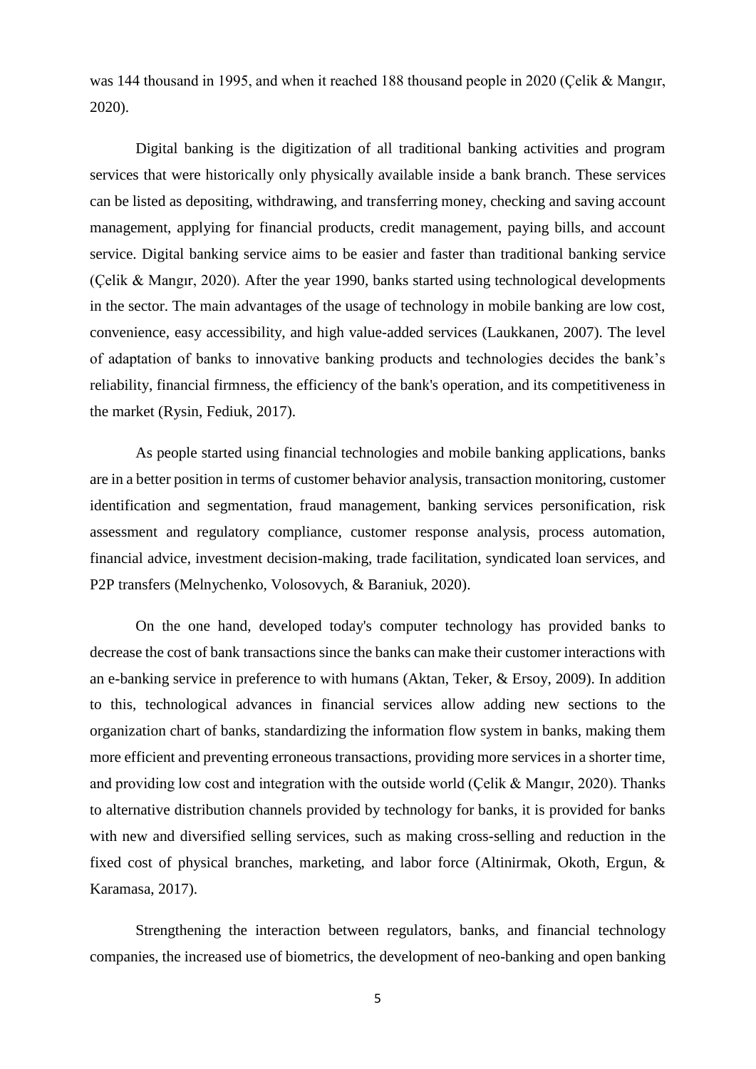was 144 thousand in 1995, and when it reached 188 thousand people in 2020 (Çelik & Mangır, 2020).

Digital banking is the digitization of all traditional banking activities and program services that were historically only physically available inside a bank branch. These services can be listed as depositing, withdrawing, and transferring money, checking and saving account management, applying for financial products, credit management, paying bills, and account service. Digital banking service aims to be easier and faster than traditional banking service (Çelik & Mangır, 2020). After the year 1990, banks started using technological developments in the sector. The main advantages of the usage of technology in mobile banking are low cost, convenience, easy accessibility, and high value-added services (Laukkanen, 2007). The level of adaptation of banks to innovative banking products and technologies decides the bank's reliability, financial firmness, the efficiency of the bank's operation, and its competitiveness in the market (Rysin, Fediuk, 2017).

As people started using financial technologies and mobile banking applications, banks are in a better position in terms of customer behavior analysis, transaction monitoring, customer identification and segmentation, fraud management, banking services personification, risk assessment and regulatory compliance, customer response analysis, process automation, financial advice, investment decision-making, trade facilitation, syndicated loan services, and P2P transfers (Melnychenko, Volosovych, & Baraniuk, 2020).

On the one hand, developed today's computer technology has provided banks to decrease the cost of bank transactions since the banks can make their customer interactions with an e-banking service in preference to with humans (Aktan, Teker, & Ersoy, 2009). In addition to this, technological advances in financial services allow adding new sections to the organization chart of banks, standardizing the information flow system in banks, making them more efficient and preventing erroneous transactions, providing more services in a shorter time, and providing low cost and integration with the outside world (Çelik & Mangır, 2020). Thanks to alternative distribution channels provided by technology for banks, it is provided for banks with new and diversified selling services, such as making cross-selling and reduction in the fixed cost of physical branches, marketing, and labor force (Altinirmak, Okoth, Ergun, & Karamasa, 2017).

Strengthening the interaction between regulators, banks, and financial technology companies, the increased use of biometrics, the development of neo-banking and open banking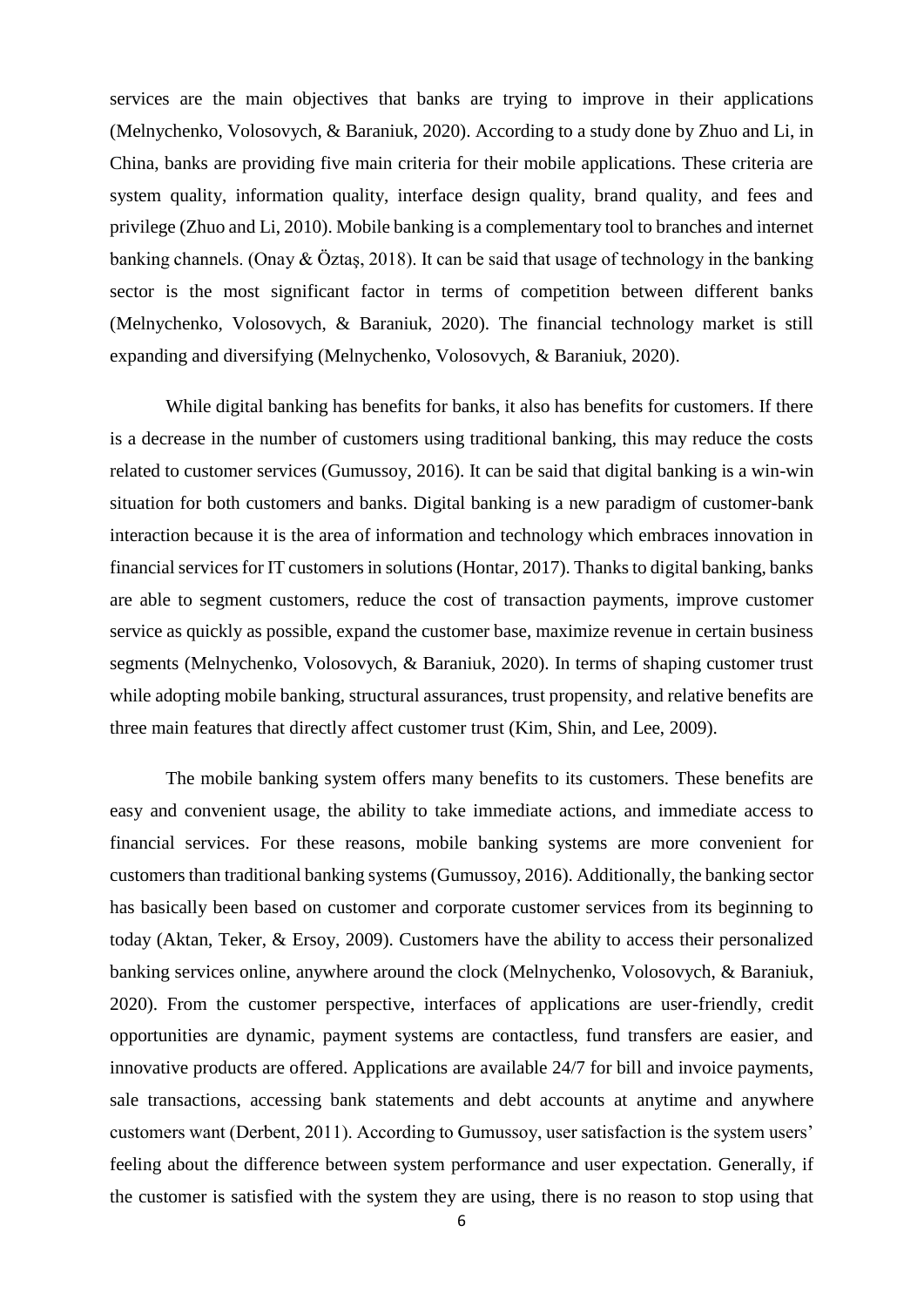services are the main objectives that banks are trying to improve in their applications (Melnychenko, Volosovych, & Baraniuk, 2020). According to a study done by Zhuo and Li, in China, banks are providing five main criteria for their mobile applications. These criteria are system quality, information quality, interface design quality, brand quality, and fees and privilege (Zhuo and Li, 2010). Mobile banking is a complementary tool to branches and internet banking channels. (Onay & Öztaş, 2018). It can be said that usage of technology in the banking sector is the most significant factor in terms of competition between different banks (Melnychenko, Volosovych, & Baraniuk, 2020). The financial technology market is still expanding and diversifying (Melnychenko, Volosovych, & Baraniuk, 2020).

While digital banking has benefits for banks, it also has benefits for customers. If there is a decrease in the number of customers using traditional banking, this may reduce the costs related to customer services (Gumussoy, 2016). It can be said that digital banking is a win-win situation for both customers and banks. Digital banking is a new paradigm of customer-bank interaction because it is the area of information and technology which embraces innovation in financial services for IT customers in solutions (Hontar, 2017). Thanks to digital banking, banks are able to segment customers, reduce the cost of transaction payments, improve customer service as quickly as possible, expand the customer base, maximize revenue in certain business segments (Melnychenko, Volosovych, & Baraniuk, 2020). In terms of shaping customer trust while adopting mobile banking, structural assurances, trust propensity, and relative benefits are three main features that directly affect customer trust (Kim, Shin, and Lee, 2009).

The mobile banking system offers many benefits to its customers. These benefits are easy and convenient usage, the ability to take immediate actions, and immediate access to financial services. For these reasons, mobile banking systems are more convenient for customers than traditional banking systems (Gumussoy, 2016). Additionally, the banking sector has basically been based on customer and corporate customer services from its beginning to today (Aktan, Teker, & Ersoy, 2009). Customers have the ability to access their personalized banking services online, anywhere around the clock (Melnychenko, Volosovych, & Baraniuk, 2020). From the customer perspective, interfaces of applications are user-friendly, credit opportunities are dynamic, payment systems are contactless, fund transfers are easier, and innovative products are offered. Applications are available 24/7 for bill and invoice payments, sale transactions, accessing bank statements and debt accounts at anytime and anywhere customers want (Derbent, 2011). According to Gumussoy, user satisfaction is the system users' feeling about the difference between system performance and user expectation. Generally, if the customer is satisfied with the system they are using, there is no reason to stop using that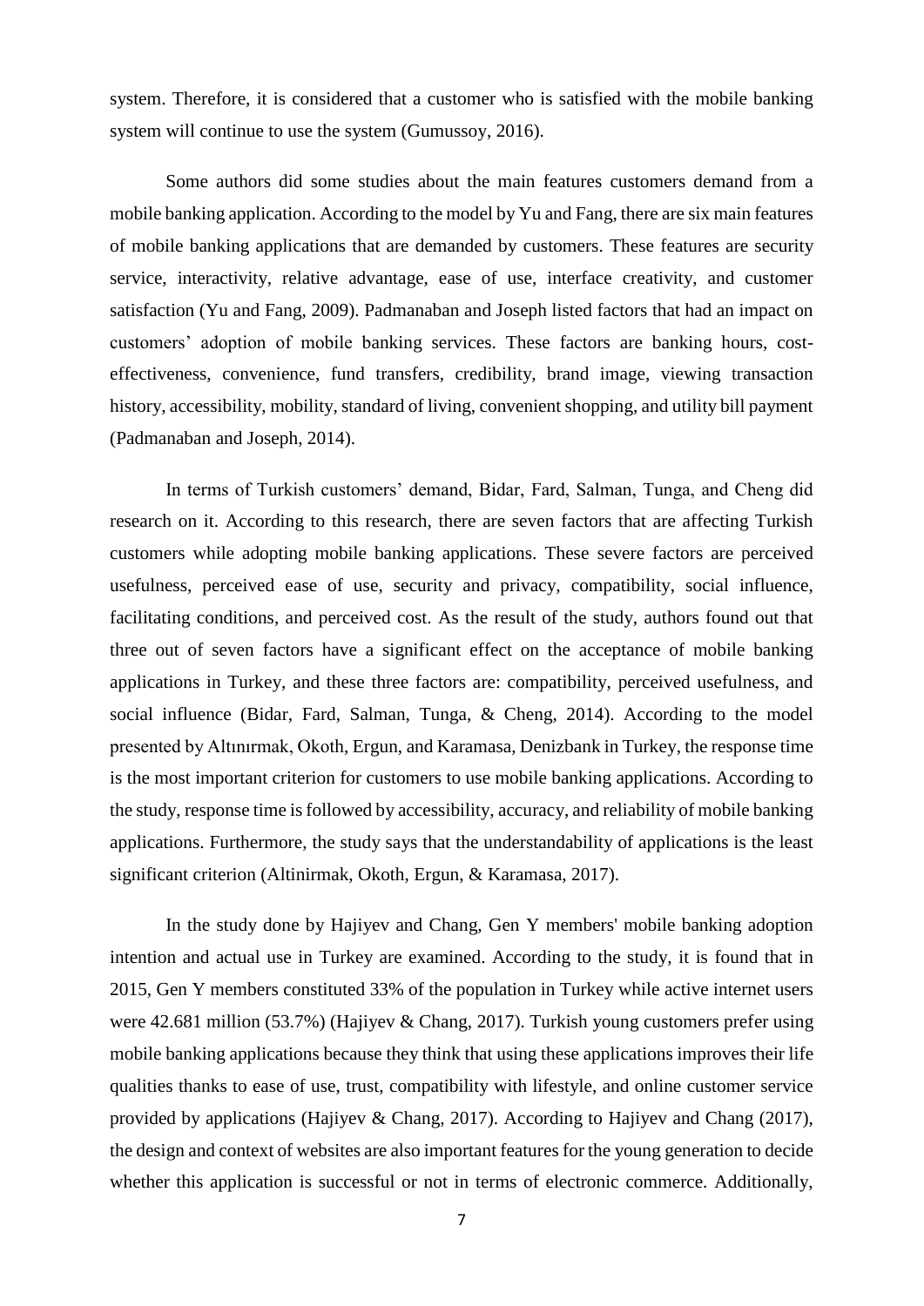system. Therefore, it is considered that a customer who is satisfied with the mobile banking system will continue to use the system (Gumussoy, 2016).

Some authors did some studies about the main features customers demand from a mobile banking application. According to the model by Yu and Fang, there are six main features of mobile banking applications that are demanded by customers. These features are security service, interactivity, relative advantage, ease of use, interface creativity, and customer satisfaction (Yu and Fang, 2009). Padmanaban and Joseph listed factors that had an impact on customers' adoption of mobile banking services. These factors are banking hours, cost-effectiveness, convenience, fund transfers, credibility, brand image, viewing transaction history, accessibility, mobility, standard of living, convenient shopping, and utility bill payment (Padmanaban and Joseph, 2014).

In terms of Turkish customers' demand, Bidar, Fard, Salman, Tunga, and Cheng did research on it. According to this research, there are seven factors that are affecting Turkish customers while adopting mobile banking applications. These severe factors are perceived usefulness, perceived ease of use, security and privacy, compatibility, social influence, facilitating conditions, and perceived cost. As the result of the study, authors found out that three out of seven factors have a significant effect on the acceptance of mobile banking applications in Turkey, and these three factors are: compatibility, perceived usefulness, and social influence (Bidar, Fard, Salman, Tunga, & Cheng, 2014). According to the model presented by Altınırmak, Okoth, Ergun, and Karamasa, Denizbank in Turkey, the response time is the most important criterion for customers to use mobile banking applications. According to the study, response time is followed by accessibility, accuracy, and reliability of mobile banking applications. Furthermore, the study says that the understandability of applications is the least significant criterion (Altinirmak, Okoth, Ergun, & Karamasa, 2017).

In the study done by Hajiyev and Chang, Gen Y members' mobile banking adoption intention and actual use in Turkey are examined. According to the study, it is found that in 2015, Gen Y members constituted 33% of the population in Turkey while active internet users were 42.681 million (53.7%) (Hajiyev & Chang, 2017). Turkish young customers prefer using mobile banking applications because they think that using these applications improves their life qualities thanks to ease of use, trust, compatibility with lifestyle, and online customer service provided by applications (Hajiyev & Chang, 2017). According to Hajiyev and Chang (2017), the design and context of websites are also important features for the young generation to decide whether this application is successful or not in terms of electronic commerce. Additionally,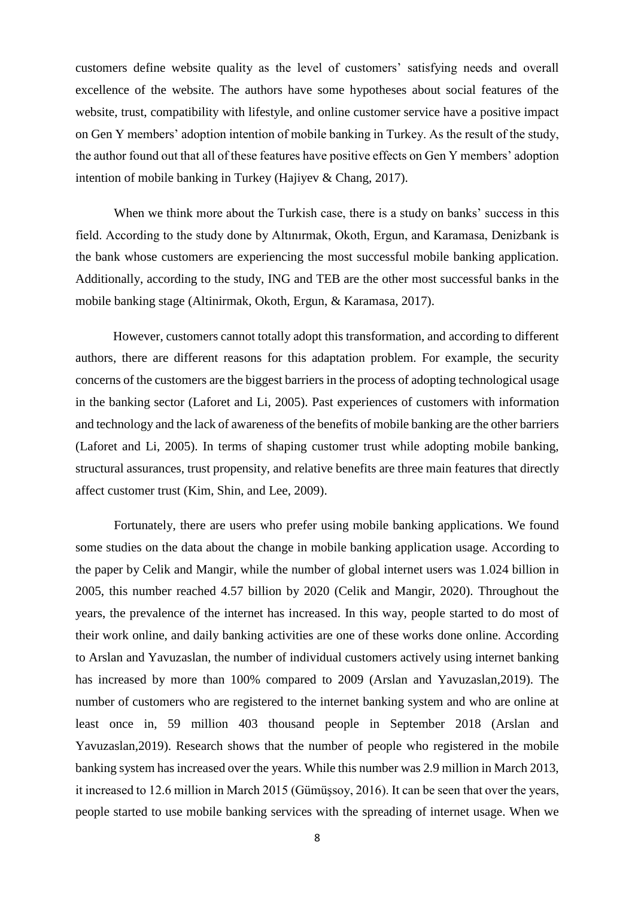customers define website quality as the level of customers' satisfying needs and overall excellence of the website. The authors have some hypotheses about social features of the website, trust, compatibility with lifestyle, and online customer service have a positive impact on Gen Y members' adoption intention of mobile banking in Turkey. As the result of the study, the author found out that all of these features have positive effects on Gen Y members' adoption intention of mobile banking in Turkey (Hajiyev & Chang, 2017).

When we think more about the Turkish case, there is a study on banks' success in this field. According to the study done by Altınırmak, Okoth, Ergun, and Karamasa, Denizbank is the bank whose customers are experiencing the most successful mobile banking application. Additionally, according to the study, ING and TEB are the other most successful banks in the mobile banking stage (Altinirmak, Okoth, Ergun, & Karamasa, 2017).

However, customers cannot totally adopt this transformation, and according to different authors, there are different reasons for this adaptation problem. For example, the security concerns of the customers are the biggest barriers in the process of adopting technological usage in the banking sector (Laforet and Li, 2005). Past experiences of customers with information and technology and the lack of awareness of the benefits of mobile banking are the other barriers (Laforet and Li, 2005). In terms of shaping customer trust while adopting mobile banking, structural assurances, trust propensity, and relative benefits are three main features that directly affect customer trust (Kim, Shin, and Lee, 2009).

Fortunately, there are users who prefer using mobile banking applications. We found some studies on the data about the change in mobile banking application usage. According to the paper by Celik and Mangir, while the number of global internet users was 1.024 billion in 2005, this number reached 4.57 billion by 2020 (Celik and Mangir, 2020). Throughout the years, the prevalence of the internet has increased. In this way, people started to do most of their work online, and daily banking activities are one of these works done online. According to Arslan and Yavuzaslan, the number of individual customers actively using internet banking has increased by more than 100% compared to 2009 (Arslan and Yavuzaslan,2019). The number of customers who are registered to the internet banking system and who are online at least once in, 59 million 403 thousand people in September 2018 (Arslan and Yavuzaslan,2019). Research shows that the number of people who registered in the mobile banking system has increased over the years. While this number was 2.9 million in March 2013, it increased to 12.6 million in March 2015 (Gümüşsoy, 2016). It can be seen that over the years, people started to use mobile banking services with the spreading of internet usage. When we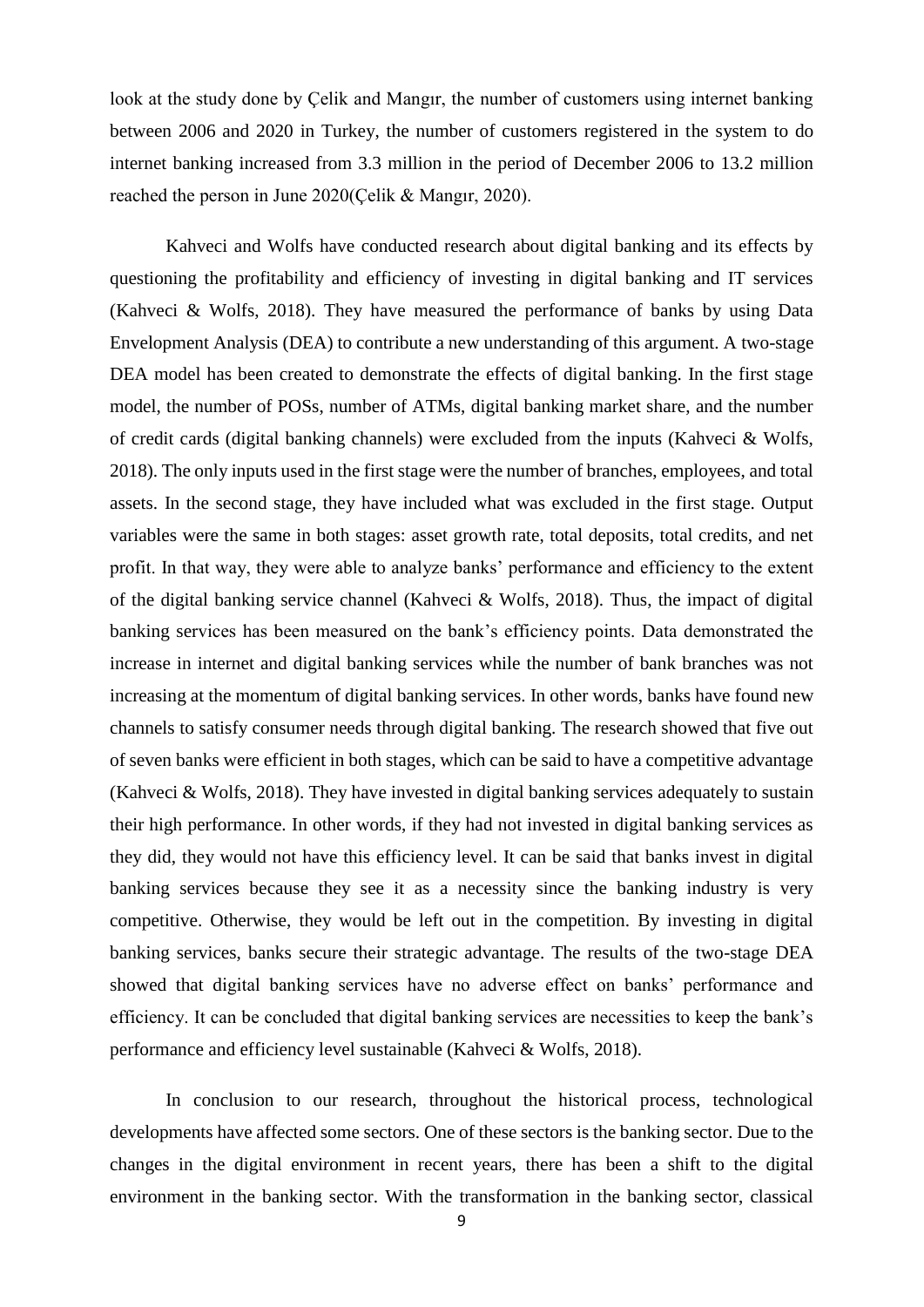look at the study done by Çelik and Mangır, the number of customers using internet banking between 2006 and 2020 in Turkey, the number of customers registered in the system to do internet banking increased from 3.3 million in the period of December 2006 to 13.2 million reached the person in June 2020(Çelik & Mangır, 2020).

Kahveci and Wolfs have conducted research about digital banking and its effects by questioning the profitability and efficiency of investing in digital banking and IT services (Kahveci & Wolfs, 2018). They have measured the performance of banks by using Data Envelopment Analysis (DEA) to contribute a new understanding of this argument. A two-stage DEA model has been created to demonstrate the effects of digital banking. In the first stage model, the number of POSs, number of ATMs, digital banking market share, and the number of credit cards (digital banking channels) were excluded from the inputs (Kahveci & Wolfs, 2018). The only inputs used in the first stage were the number of branches, employees, and total assets. In the second stage, they have included what was excluded in the first stage. Output variables were the same in both stages: asset growth rate, total deposits, total credits, and net profit. In that way, they were able to analyze banks' performance and efficiency to the extent of the digital banking service channel (Kahveci & Wolfs, 2018). Thus, the impact of digital banking services has been measured on the bank's efficiency points. Data demonstrated the increase in internet and digital banking services while the number of bank branches was not increasing at the momentum of digital banking services. In other words, banks have found new channels to satisfy consumer needs through digital banking. The research showed that five out of seven banks were efficient in both stages, which can be said to have a competitive advantage (Kahveci & Wolfs, 2018). They have invested in digital banking services adequately to sustain their high performance. In other words, if they had not invested in digital banking services as they did, they would not have this efficiency level. It can be said that banks invest in digital banking services because they see it as a necessity since the banking industry is very competitive. Otherwise, they would be left out in the competition. By investing in digital banking services, banks secure their strategic advantage. The results of the two-stage DEA showed that digital banking services have no adverse effect on banks' performance and efficiency. It can be concluded that digital banking services are necessities to keep the bank's performance and efficiency level sustainable (Kahveci & Wolfs, 2018).

In conclusion to our research, throughout the historical process, technological developments have affected some sectors. One of these sectors is the banking sector. Due to the changes in the digital environment in recent years, there has been a shift to the digital environment in the banking sector. With the transformation in the banking sector, classical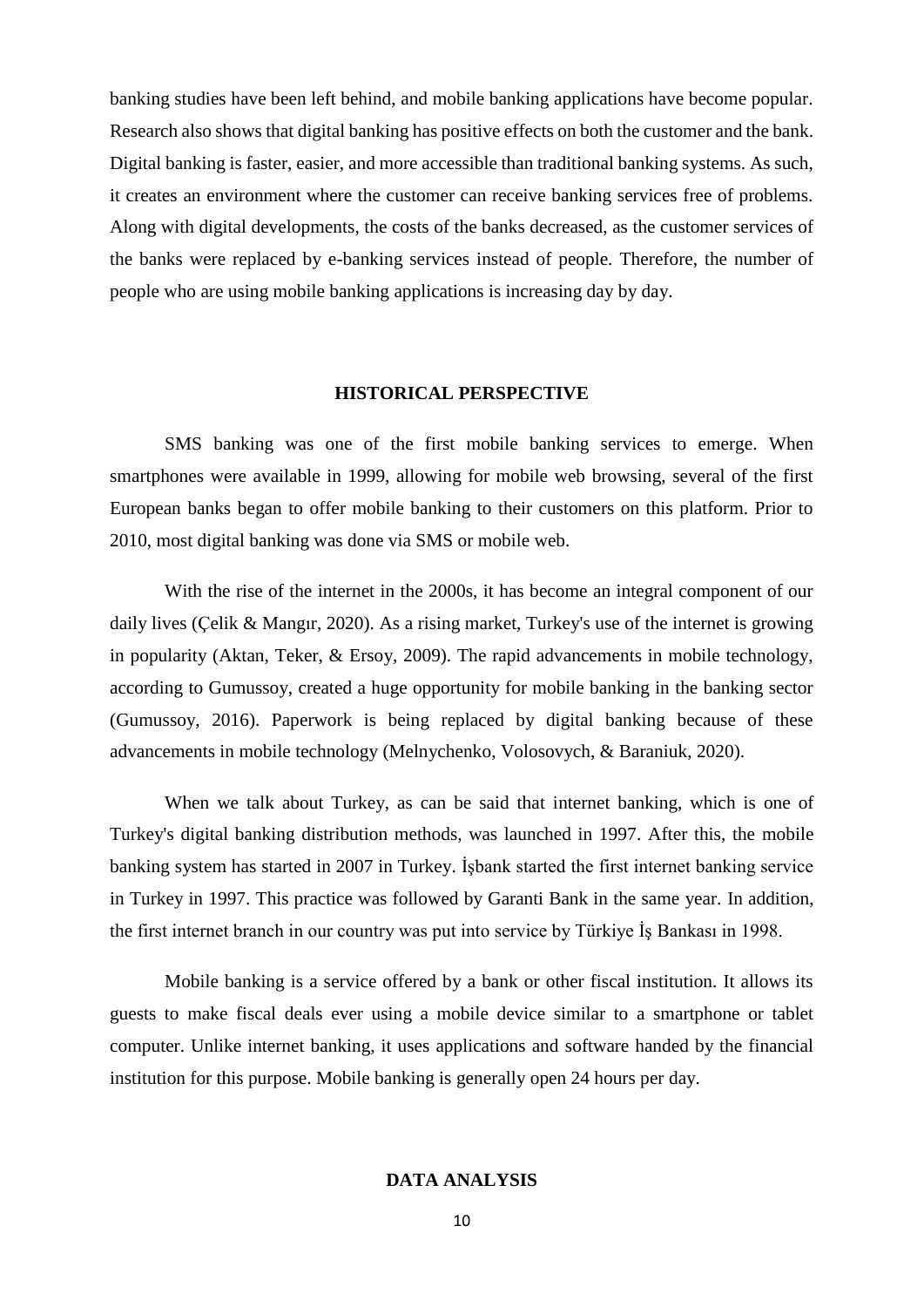banking studies have been left behind, and mobile banking applications have become popular. Research also shows that digital banking has positive effects on both the customer and the bank. Digital banking is faster, easier, and more accessible than traditional banking systems. As such, it creates an environment where the customer can receive banking services free of problems. Along with digital developments, the costs of the banks decreased, as the customer services of the banks were replaced by e-banking services instead of people. Therefore, the number of people who are using mobile banking applications is increasing day by day.

## HISTORICAL PERSPECTIVE

SMS banking was one of the first mobile banking services to emerge. When smartphones were available in 1999, allowing for mobile web browsing, several of the first European banks began to offer mobile banking to their customers on this platform. Prior to 2010, most digital banking was done via SMS or mobile web.

With the rise of the internet in the 2000s, it has become an integral component of our daily lives (Çelik & Mangır, 2020). As a rising market, Turkey's use of the internet is growing in popularity (Aktan, Teker, & Ersoy, 2009). The rapid advancements in mobile technology, according to Gumussoy, created a huge opportunity for mobile banking in the banking sector (Gumussoy, 2016). Paperwork is being replaced by digital banking because of these advancements in mobile technology (Melnychenko, Volosovych, & Baraniuk, 2020).

When we talk about Turkey, as can be said that internet banking, which is one of Turkey's digital banking distribution methods, was launched in 1997. After this, the mobile banking system has started in 2007 in Turkey. İşbank started the first internet banking service in Turkey in 1997. This practice was followed by Garanti Bank in the same year. In addition, the first internet branch in our country was put into service by Türkiye İş Bankası in 1998.

Mobile banking is a service offered by a bank or other fiscal institution. It allows its guests to make fiscal deals ever using a mobile device similar to a smartphone or tablet computer. Unlike internet banking, it uses applications and software handed by the financial institution for this purpose. Mobile banking is generally open 24 hours per day.

## DATA ANALYSIS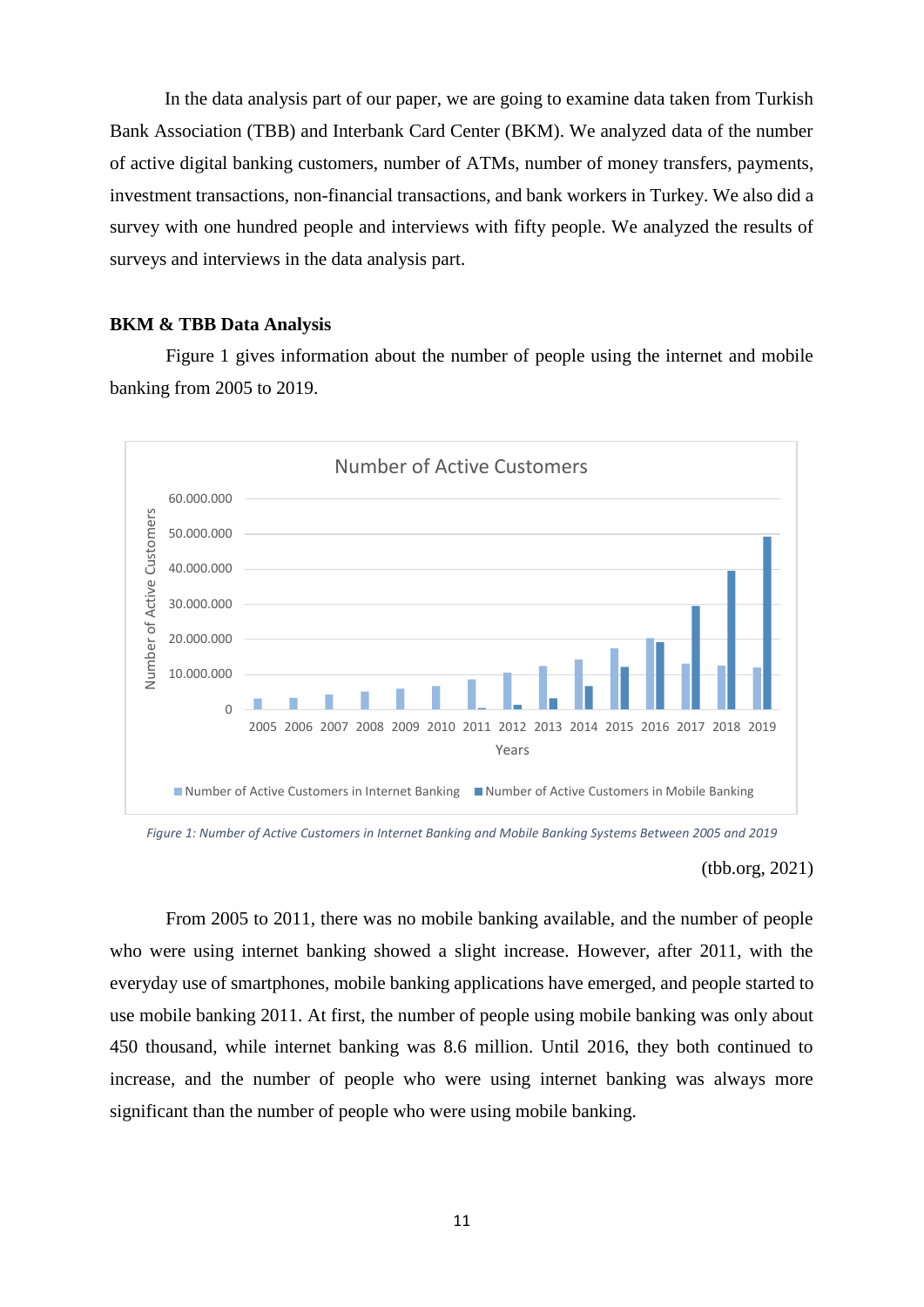In the data analysis part of our paper, we are going to examine data taken from Turkish Bank Association (TBB) and Interbank Card Center (BKM). We analyzed data of the number of active digital banking customers, number of ATMs, number of money transfers, payments, investment transactions, non-financial transactions, and bank workers in Turkey. We also did a survey with one hundred people and interviews with fifty people. We analyzed the results of surveys and interviews in the data analysis part.

**BKM & TBB Data Analysis**

Figure 1 gives information about the number of people using the internet and mobile banking from 2005 to 2019.

*Figure 1: Number of Active Customers in Internet Banking and Mobile Banking Systems Between 2005 and 2019*

(tbb.org, 2021)

From 2005 to 2011, there was no mobile banking available, and the number of people who were using internet banking showed a slight increase. However, after 2011, with the everyday use of smartphones, mobile banking applications have emerged, and people started to use mobile banking 2011. At first, the number of people using mobile banking was only about 450 thousand, while internet banking was 8.6 million. Until 2016, they both continued to increase, and the number of people who were using internet banking was always more significant than the number of people who were using mobile banking.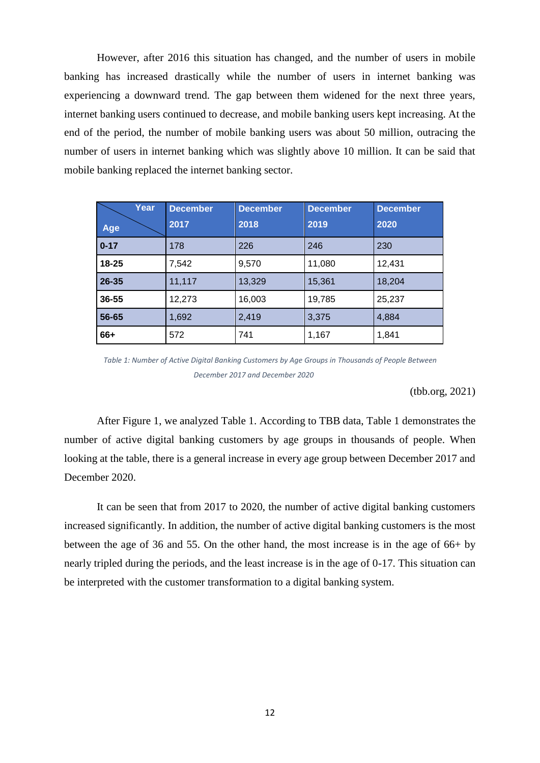However, after 2016 this situation has changed, and the number of users in mobile banking has increased drastically while the number of users in internet banking was experiencing a downward trend. The gap between them widened for the next three years, internet banking users continued to decrease, and mobile banking users kept increasing. At the end of the period, the number of mobile banking users was about 50 million, outracing the number of users in internet banking which was slightly above 10 million. It can be said that mobile banking replaced the internet banking sector.

| Age \ Year | December 2017 | December 2018 | December 2019 | December 2020 |
|---|---|---|---|---|
| **0-17** | 178 | 226 | 246 | 230 |
| **18-25** | 7,542 | 9,570 | 11,080 | 12,431 |
| **26-35** | 11,117 | 13,329 | 15,361 | 18,204 |
| **36-55** | 12,273 | 16,003 | 19,785 | 25,237 |
| **56-65** | 1,692 | 2,419 | 3,375 | 4,884 |
| **66+** | 572 | 741 | 1,167 | 1,841 |

*Table 1: Number of Active Digital Banking Customers by Age Groups in Thousands of People Between December 2017 and December 2020*

(tbb.org, 2021)

After Figure 1, we analyzed Table 1. According to TBB data, Table 1 demonstrates the number of active digital banking customers by age groups in thousands of people. When looking at the table, there is a general increase in every age group between December 2017 and December 2020.

It can be seen that from 2017 to 2020, the number of active digital banking customers increased significantly. In addition, the number of active digital banking customers is the most between the age of 36 and 55. On the other hand, the most increase is in the age of 66+ by nearly tripled during the periods, and the least increase is in the age of 0-17. This situation can be interpreted with the customer transformation to a digital banking system.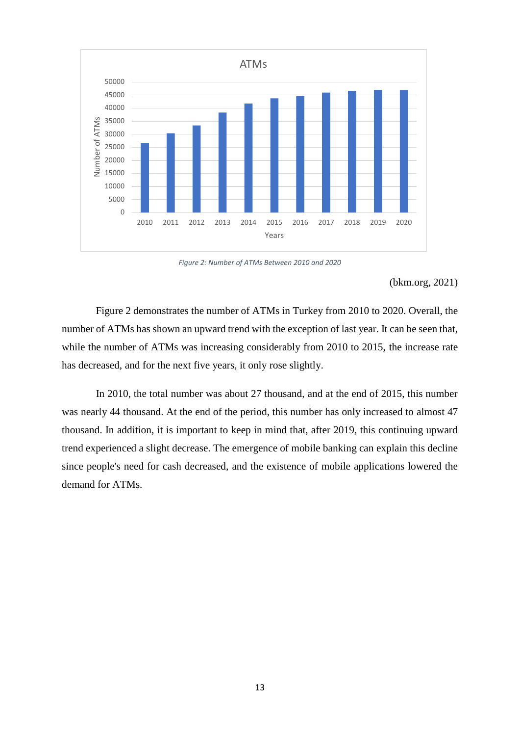Figure 2: Number of ATMs Between 2010 and 2020

(bkm.org, 2021)

Figure 2 demonstrates the number of ATMs in Turkey from 2010 to 2020. Overall, the number of ATMs has shown an upward trend with the exception of last year. It can be seen that, while the number of ATMs was increasing considerably from 2010 to 2015, the increase rate has decreased, and for the next five years, it only rose slightly.

In 2010, the total number was about 27 thousand, and at the end of 2015, this number was nearly 44 thousand. At the end of the period, this number has only increased to almost 47 thousand. In addition, it is important to keep in mind that, after 2019, this continuing upward trend experienced a slight decrease. The emergence of mobile banking can explain this decline since people's need for cash decreased, and the existence of mobile applications lowered the demand for ATMs.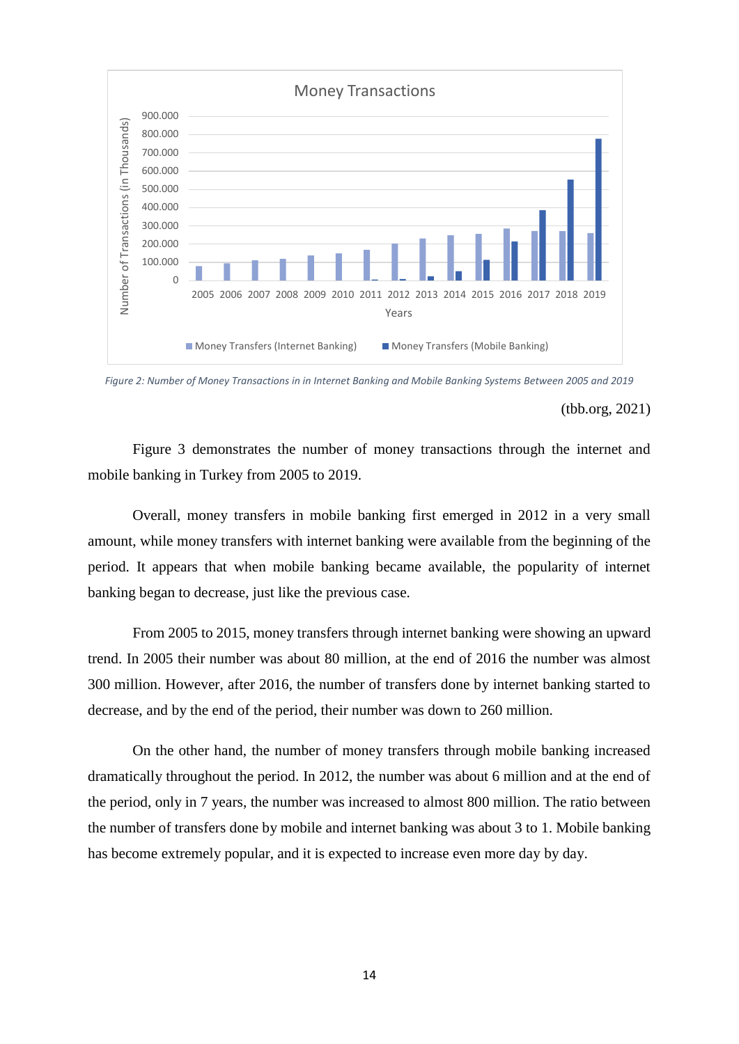*Figure 2: Number of Money Transactions in in Internet Banking and Mobile Banking Systems Between 2005 and 2019*

(tbb.org, 2021)

Figure 3 demonstrates the number of money transactions through the internet and mobile banking in Turkey from 2005 to 2019.

Overall, money transfers in mobile banking first emerged in 2012 in a very small amount, while money transfers with internet banking were available from the beginning of the period. It appears that when mobile banking became available, the popularity of internet banking began to decrease, just like the previous case.

From 2005 to 2015, money transfers through internet banking were showing an upward trend. In 2005 their number was about 80 million, at the end of 2016 the number was almost 300 million. However, after 2016, the number of transfers done by internet banking started to decrease, and by the end of the period, their number was down to 260 million.

On the other hand, the number of money transfers through mobile banking increased dramatically throughout the period. In 2012, the number was about 6 million and at the end of the period, only in 7 years, the number was increased to almost 800 million. The ratio between the number of transfers done by mobile and internet banking was about 3 to 1. Mobile banking has become extremely popular, and it is expected to increase even more day by day.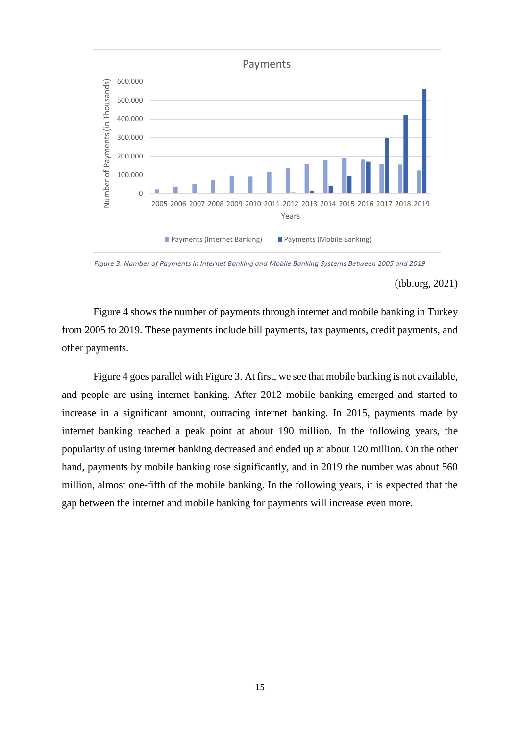*Figure 3: Number of Payments in Internet Banking and Mobile Banking Systems Between 2005 and 2019*

(tbb.org, 2021)

Figure 4 shows the number of payments through internet and mobile banking in Turkey from 2005 to 2019. These payments include bill payments, tax payments, credit payments, and other payments.

Figure 4 goes parallel with Figure 3. At first, we see that mobile banking is not available, and people are using internet banking. After 2012 mobile banking emerged and started to increase in a significant amount, outracing internet banking. In 2015, payments made by internet banking reached a peak point at about 190 million. In the following years, the popularity of using internet banking decreased and ended up at about 120 million. On the other hand, payments by mobile banking rose significantly, and in 2019 the number was about 560 million, almost one-fifth of the mobile banking. In the following years, it is expected that the gap between the internet and mobile banking for payments will increase even more.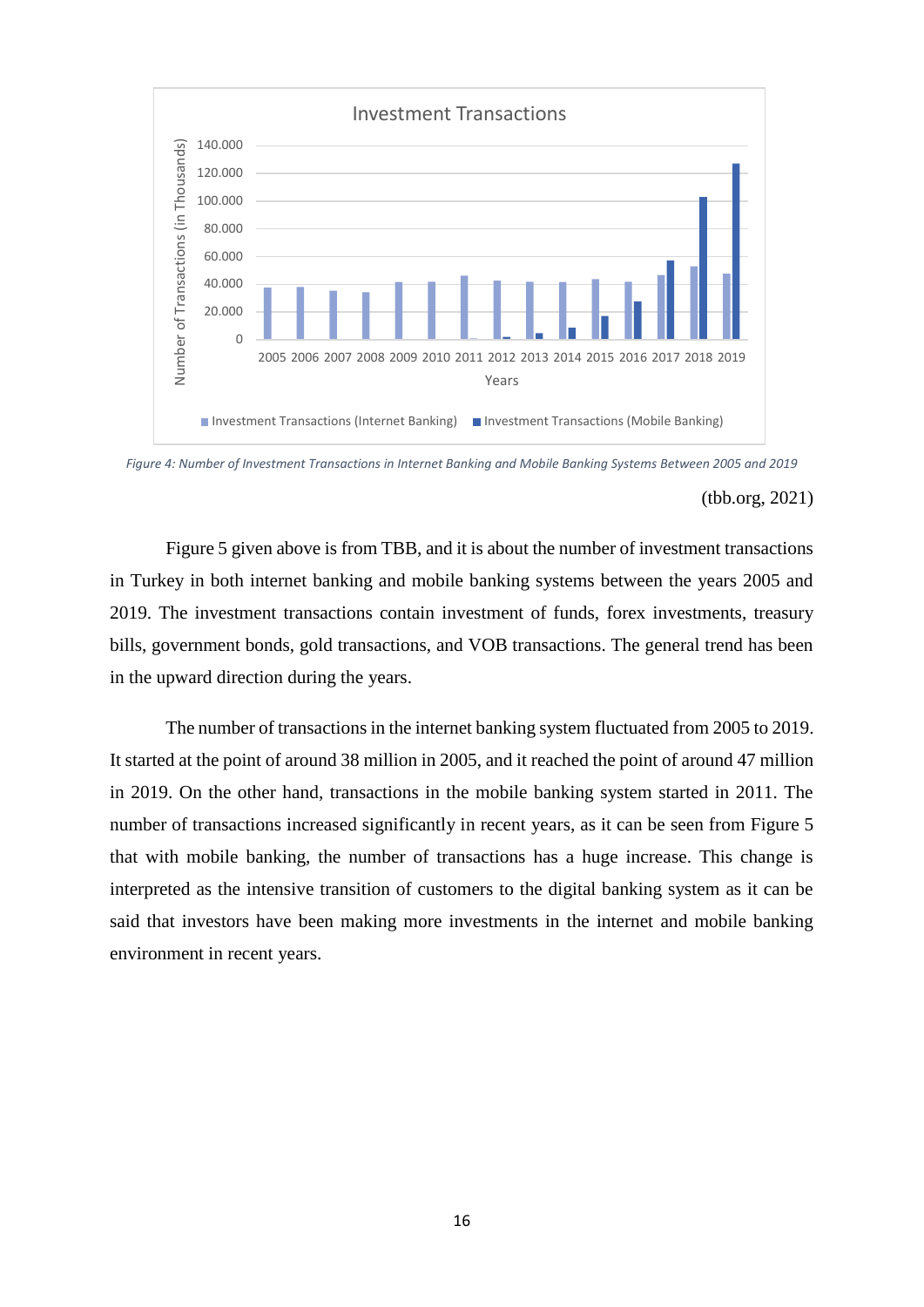*Figure 4: Number of Investment Transactions in Internet Banking and Mobile Banking Systems Between 2005 and 2019*

(tbb.org, 2021)

Figure 5 given above is from TBB, and it is about the number of investment transactions in Turkey in both internet banking and mobile banking systems between the years 2005 and 2019. The investment transactions contain investment of funds, forex investments, treasury bills, government bonds, gold transactions, and VOB transactions. The general trend has been in the upward direction during the years.

The number of transactions in the internet banking system fluctuated from 2005 to 2019. It started at the point of around 38 million in 2005, and it reached the point of around 47 million in 2019. On the other hand, transactions in the mobile banking system started in 2011. The number of transactions increased significantly in recent years, as it can be seen from Figure 5 that with mobile banking, the number of transactions has a huge increase. This change is interpreted as the intensive transition of customers to the digital banking system as it can be said that investors have been making more investments in the internet and mobile banking environment in recent years.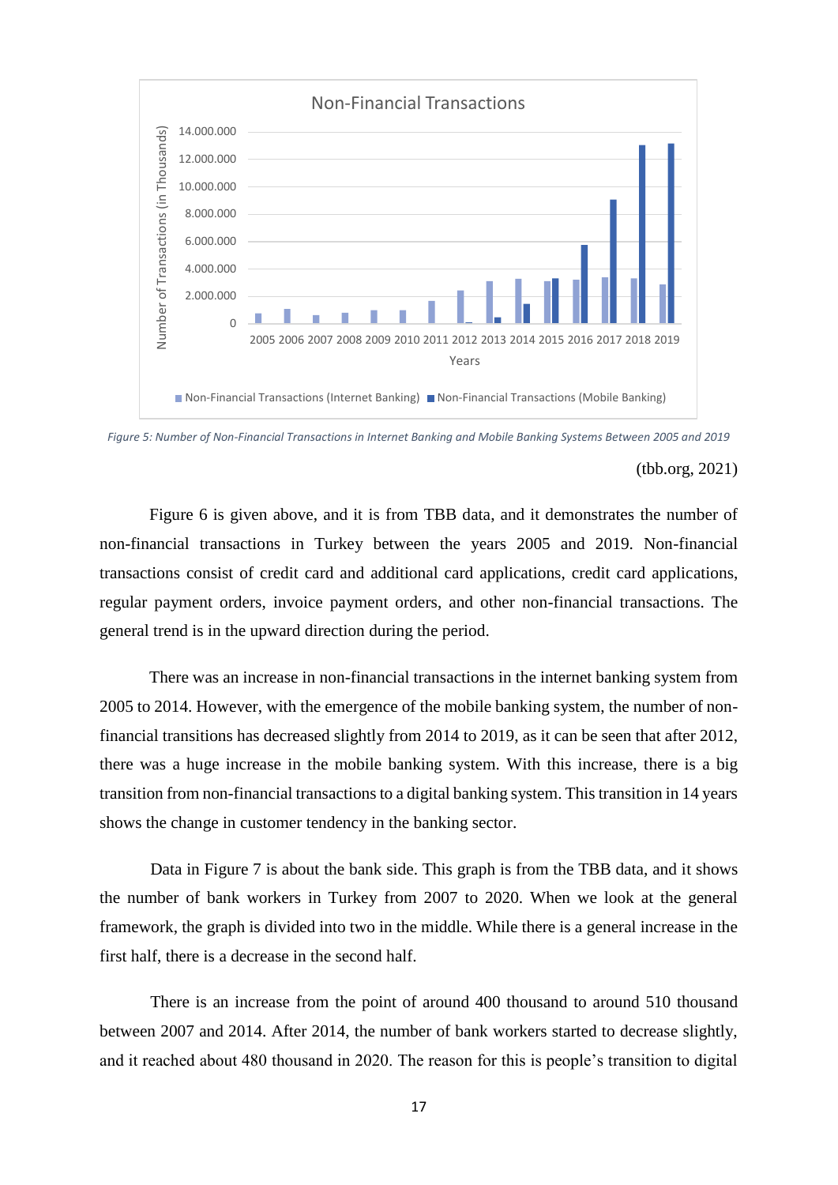Figure 5: Number of Non-Financial Transactions in Internet Banking and Mobile Banking Systems Between 2005 and 2019

(tbb.org, 2021)

Figure 6 is given above, and it is from TBB data, and it demonstrates the number of non-financial transactions in Turkey between the years 2005 and 2019. Non-financial transactions consist of credit card and additional card applications, credit card applications, regular payment orders, invoice payment orders, and other non-financial transactions. The general trend is in the upward direction during the period.

There was an increase in non-financial transactions in the internet banking system from 2005 to 2014. However, with the emergence of the mobile banking system, the number of non-financial transitions has decreased slightly from 2014 to 2019, as it can be seen that after 2012, there was a huge increase in the mobile banking system. With this increase, there is a big transition from non-financial transactions to a digital banking system. This transition in 14 years shows the change in customer tendency in the banking sector.

Data in Figure 7 is about the bank side. This graph is from the TBB data, and it shows the number of bank workers in Turkey from 2007 to 2020. When we look at the general framework, the graph is divided into two in the middle. While there is a general increase in the first half, there is a decrease in the second half.

There is an increase from the point of around 400 thousand to around 510 thousand between 2007 and 2014. After 2014, the number of bank workers started to decrease slightly, and it reached about 480 thousand in 2020. The reason for this is people's transition to digital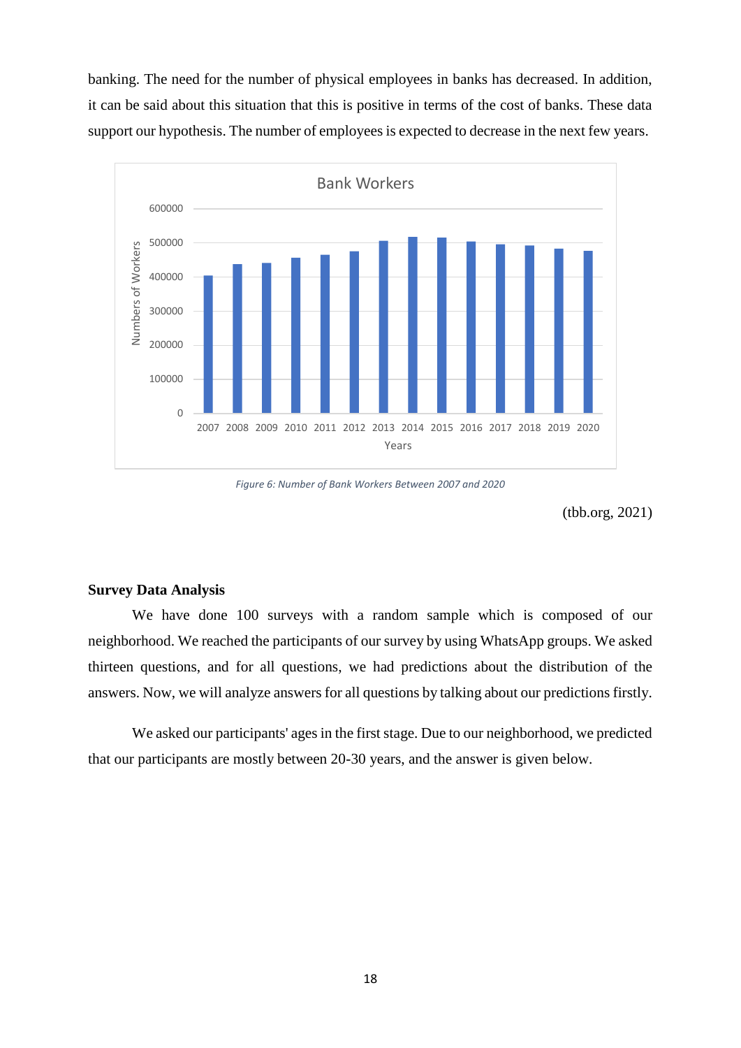banking. The need for the number of physical employees in banks has decreased. In addition, it can be said about this situation that this is positive in terms of the cost of banks. These data support our hypothesis. The number of employees is expected to decrease in the next few years.

*Figure 6: Number of Bank Workers Between 2007 and 2020*

(tbb.org, 2021)

**Survey Data Analysis**

We have done 100 surveys with a random sample which is composed of our neighborhood. We reached the participants of our survey by using WhatsApp groups. We asked thirteen questions, and for all questions, we had predictions about the distribution of the answers. Now, we will analyze answers for all questions by talking about our predictions firstly.

We asked our participants' ages in the first stage. Due to our neighborhood, we predicted that our participants are mostly between 20-30 years, and the answer is given below.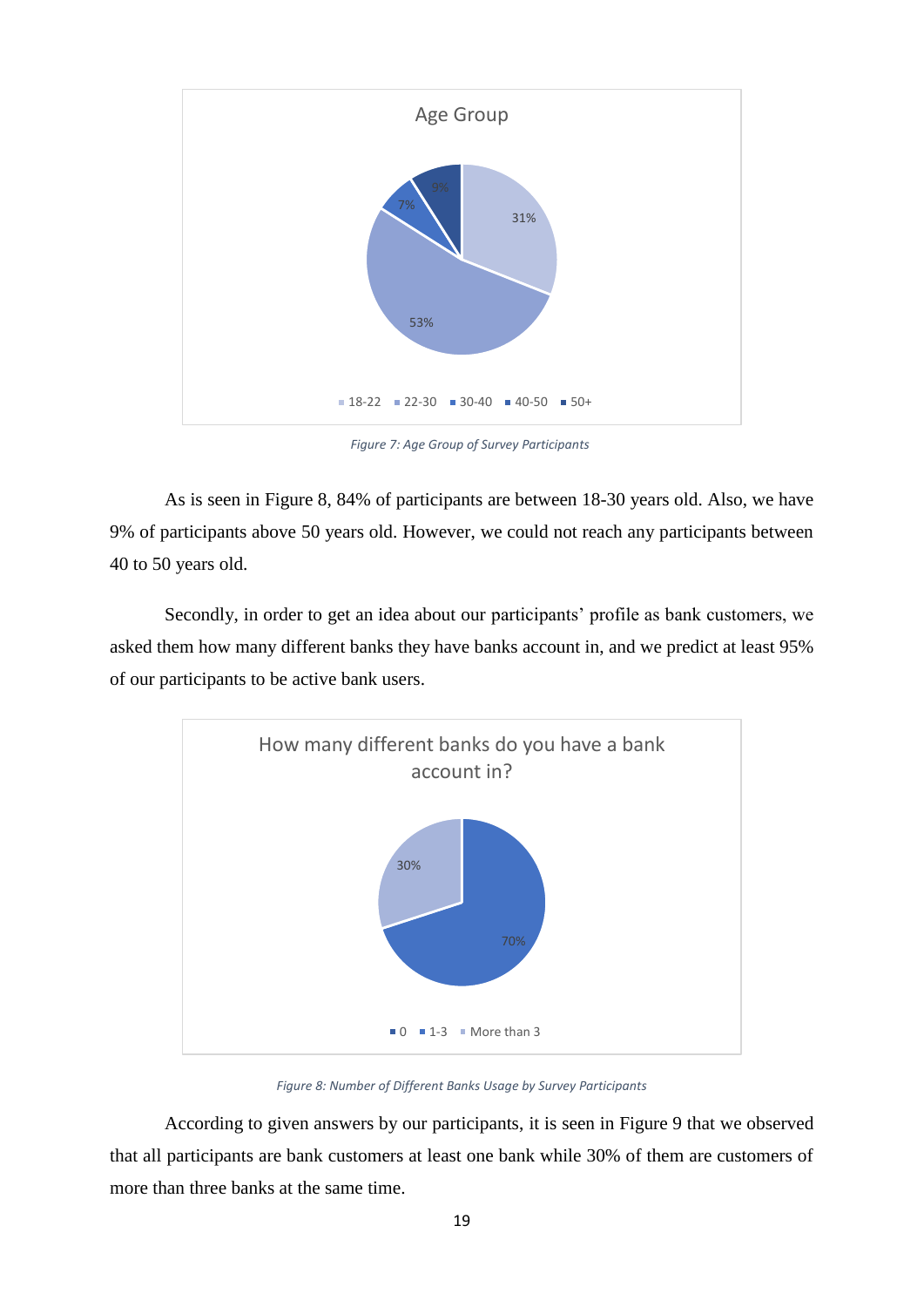Figure 7: Age Group of Survey Participants

As is seen in Figure 8, 84% of participants are between 18-30 years old. Also, we have 9% of participants above 50 years old. However, we could not reach any participants between 40 to 50 years old.

Secondly, in order to get an idea about our participants' profile as bank customers, we asked them how many different banks they have banks account in, and we predict at least 95% of our participants to be active bank users.

Figure 8: Number of Different Banks Usage by Survey Participants

According to given answers by our participants, it is seen in Figure 9 that we observed that all participants are bank customers at least one bank while 30% of them are customers of more than three banks at the same time.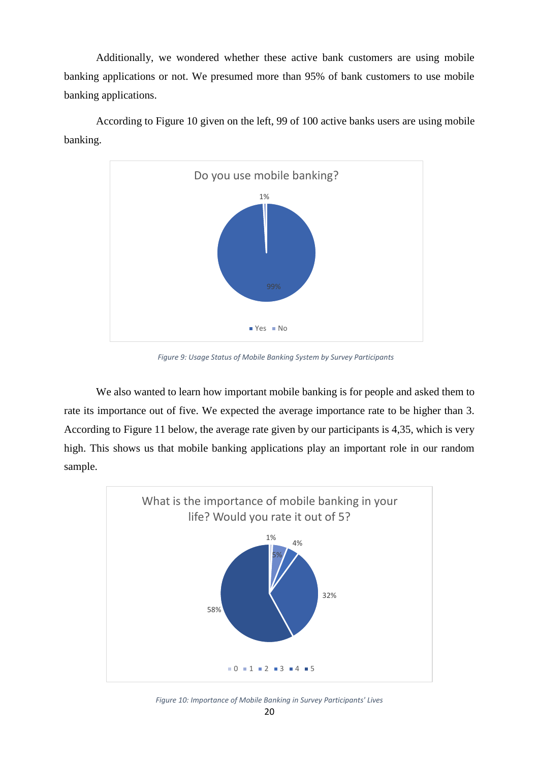Additionally, we wondered whether these active bank customers are using mobile banking applications or not. We presumed more than 95% of bank customers to use mobile banking applications.

According to Figure 10 given on the left, 99 of 100 active banks users are using mobile banking.

*Figure 9: Usage Status of Mobile Banking System by Survey Participants*

We also wanted to learn how important mobile banking is for people and asked them to rate its importance out of five. We expected the average importance rate to be higher than 3. According to Figure 11 below, the average rate given by our participants is 4,35, which is very high. This shows us that mobile banking applications play an important role in our random sample.

*Figure 10: Importance of Mobile Banking in Survey Participants' Lives*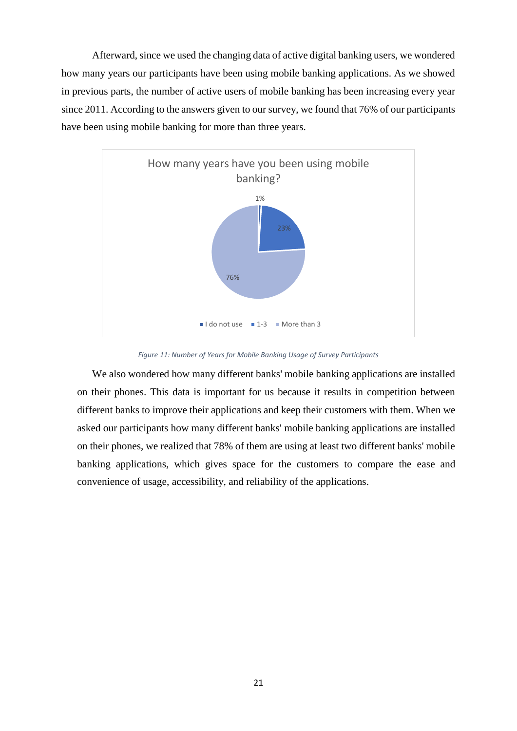Afterward, since we used the changing data of active digital banking users, we wondered how many years our participants have been using mobile banking applications. As we showed in previous parts, the number of active users of mobile banking has been increasing every year since 2011. According to the answers given to our survey, we found that 76% of our participants have been using mobile banking for more than three years.

*Figure 11: Number of Years for Mobile Banking Usage of Survey Participants*

We also wondered how many different banks' mobile banking applications are installed on their phones. This data is important for us because it results in competition between different banks to improve their applications and keep their customers with them. When we asked our participants how many different banks' mobile banking applications are installed on their phones, we realized that 78% of them are using at least two different banks' mobile banking applications, which gives space for the customers to compare the ease and convenience of usage, accessibility, and reliability of the applications.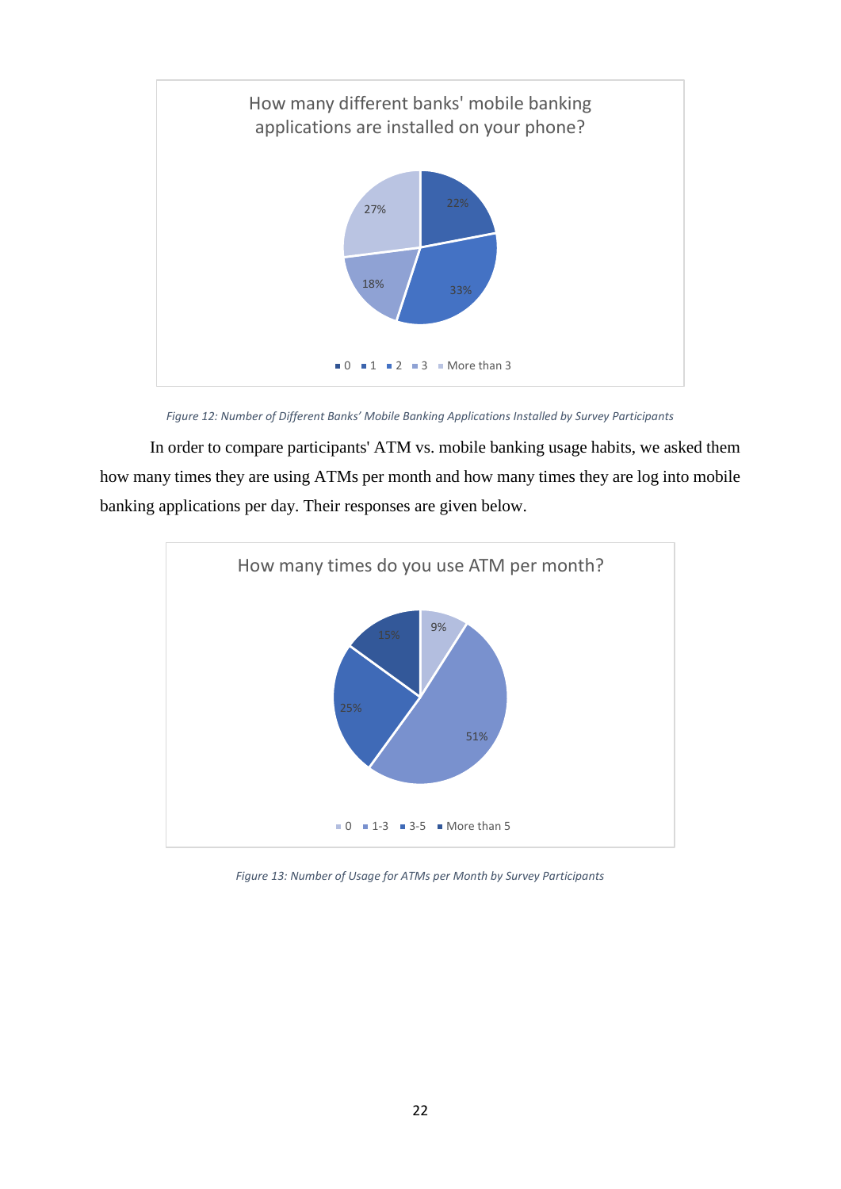*Figure 12: Number of Different Banks' Mobile Banking Applications Installed by Survey Participants*

In order to compare participants' ATM vs. mobile banking usage habits, we asked them how many times they are using ATMs per month and how many times they are log into mobile banking applications per day. Their responses are given below.

*Figure 13: Number of Usage for ATMs per Month by Survey Participants*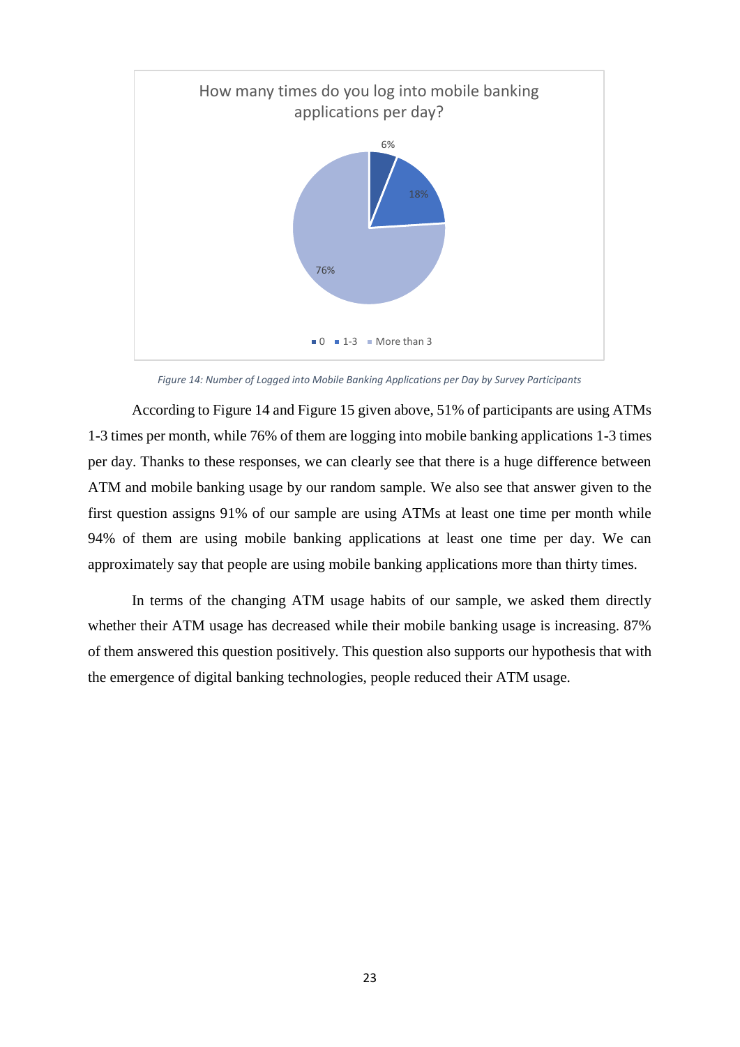How many times do you log into mobile banking applications per day?

| Response | Percentage |
|---|---|
| 0 | 6% |
| 1-3 | 18% |
| More than 3 | 76% |

*Figure 14: Number of Logged into Mobile Banking Applications per Day by Survey Participants*

According to Figure 14 and Figure 15 given above, 51% of participants are using ATMs 1-3 times per month, while 76% of them are logging into mobile banking applications 1-3 times per day. Thanks to these responses, we can clearly see that there is a huge difference between ATM and mobile banking usage by our random sample. We also see that answer given to the first question assigns 91% of our sample are using ATMs at least one time per month while 94% of them are using mobile banking applications at least one time per day. We can approximately say that people are using mobile banking applications more than thirty times.

In terms of the changing ATM usage habits of our sample, we asked them directly whether their ATM usage has decreased while their mobile banking usage is increasing. 87% of them answered this question positively. This question also supports our hypothesis that with the emergence of digital banking technologies, people reduced their ATM usage.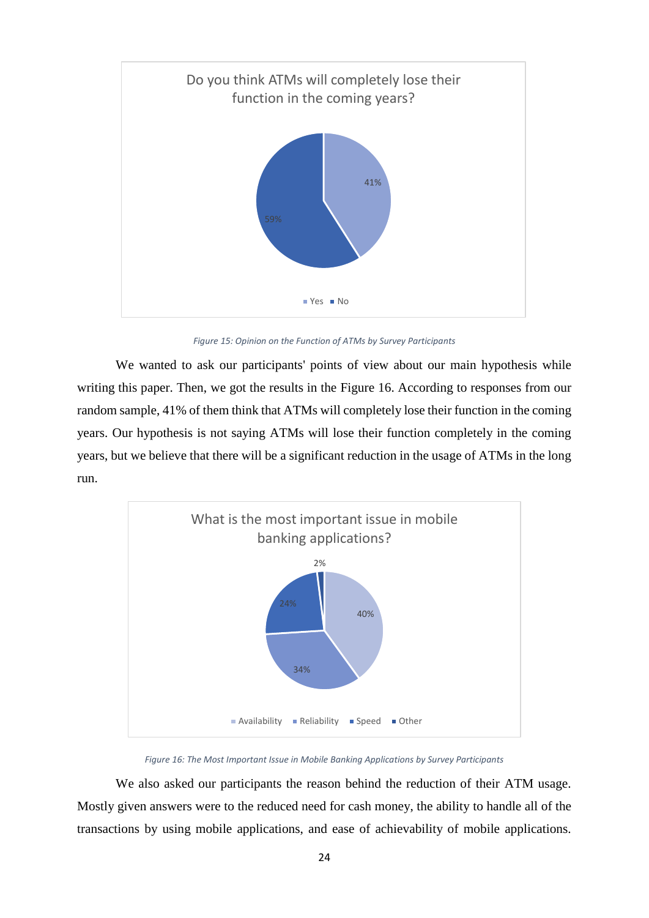*Figure 15: Opinion on the Function of ATMs by Survey Participants*

We wanted to ask our participants' points of view about our main hypothesis while writing this paper. Then, we got the results in the Figure 16. According to responses from our random sample, 41% of them think that ATMs will completely lose their function in the coming years. Our hypothesis is not saying ATMs will lose their function completely in the coming years, but we believe that there will be a significant reduction in the usage of ATMs in the long run.

*Figure 16: The Most Important Issue in Mobile Banking Applications by Survey Participants*

We also asked our participants the reason behind the reduction of their ATM usage. Mostly given answers were to the reduced need for cash money, the ability to handle all of the transactions by using mobile applications, and ease of achievability of mobile applications.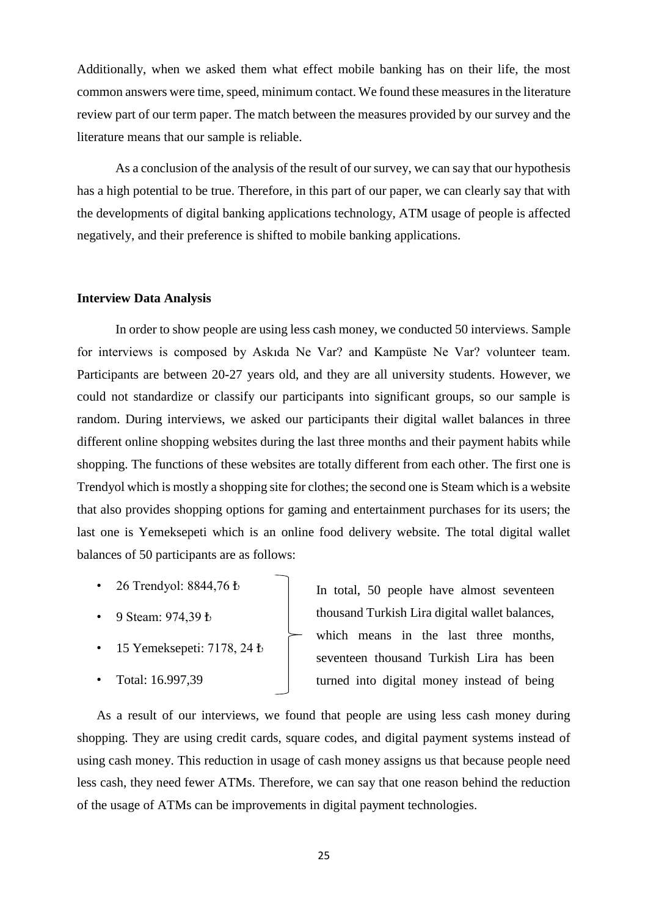Additionally, when we asked them what effect mobile banking has on their life, the most common answers were time, speed, minimum contact. We found these measures in the literature review part of our term paper. The match between the measures provided by our survey and the literature means that our sample is reliable.

As a conclusion of the analysis of the result of our survey, we can say that our hypothesis has a high potential to be true. Therefore, in this part of our paper, we can clearly say that with the developments of digital banking applications technology, ATM usage of people is affected negatively, and their preference is shifted to mobile banking applications.

### Interview Data Analysis

In order to show people are using less cash money, we conducted 50 interviews. Sample for interviews is composed by Askıda Ne Var? and Kampüste Ne Var? volunteer team. Participants are between 20-27 years old, and they are all university students. However, we could not standardize or classify our participants into significant groups, so our sample is random. During interviews, we asked our participants their digital wallet balances in three different online shopping websites during the last three months and their payment habits while shopping. The functions of these websites are totally different from each other. The first one is Trendyol which is mostly a shopping site for clothes; the second one is Steam which is a website that also provides shopping options for gaming and entertainment purchases for its users; the last one is Yemeksepeti which is an online food delivery website. The total digital wallet balances of 50 participants are as follows:

- 26 Trendyol: 8844,76 ₺
- 9 Steam: 974,39 ₺
- 15 Yemeksepeti: 7178, 24 ₺
- Total: 16.997,39

In total, 50 people have almost seventeen thousand Turkish Lira digital wallet balances, which means in the last three months, seventeen thousand Turkish Lira has been turned into digital money instead of being

As a result of our interviews, we found that people are using less cash money during shopping. They are using credit cards, square codes, and digital payment systems instead of using cash money. This reduction in usage of cash money assigns us that because people need less cash, they need fewer ATMs. Therefore, we can say that one reason behind the reduction of the usage of ATMs can be improvements in digital payment technologies.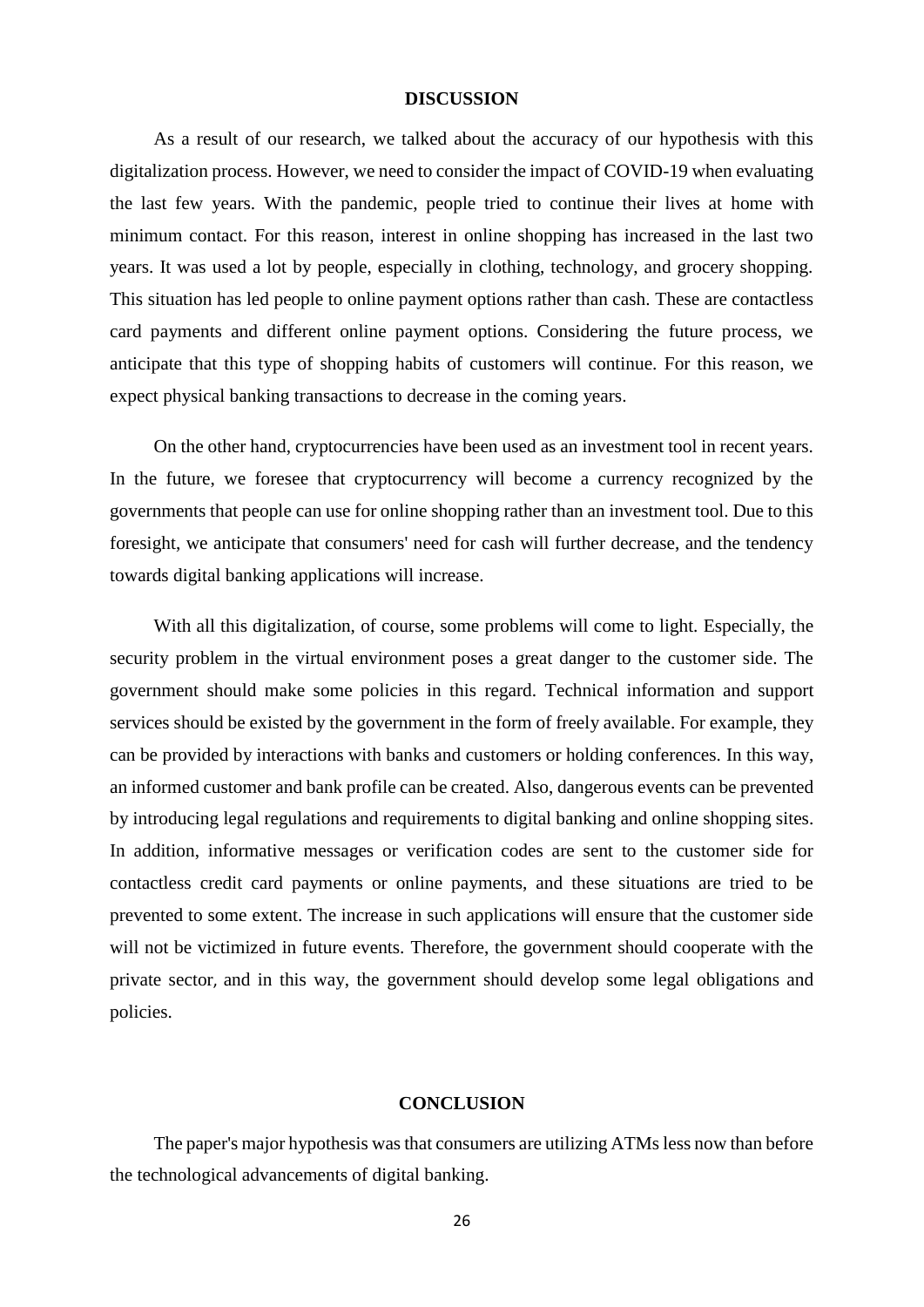## DISCUSSION

As a result of our research, we talked about the accuracy of our hypothesis with this digitalization process. However, we need to consider the impact of COVID-19 when evaluating the last few years. With the pandemic, people tried to continue their lives at home with minimum contact. For this reason, interest in online shopping has increased in the last two years. It was used a lot by people, especially in clothing, technology, and grocery shopping. This situation has led people to online payment options rather than cash. These are contactless card payments and different online payment options. Considering the future process, we anticipate that this type of shopping habits of customers will continue. For this reason, we expect physical banking transactions to decrease in the coming years.

On the other hand, cryptocurrencies have been used as an investment tool in recent years. In the future, we foresee that cryptocurrency will become a currency recognized by the governments that people can use for online shopping rather than an investment tool. Due to this foresight, we anticipate that consumers' need for cash will further decrease, and the tendency towards digital banking applications will increase.

With all this digitalization, of course, some problems will come to light. Especially, the security problem in the virtual environment poses a great danger to the customer side. The government should make some policies in this regard. Technical information and support services should be existed by the government in the form of freely available. For example, they can be provided by interactions with banks and customers or holding conferences. In this way, an informed customer and bank profile can be created. Also, dangerous events can be prevented by introducing legal regulations and requirements to digital banking and online shopping sites. In addition, informative messages or verification codes are sent to the customer side for contactless credit card payments or online payments, and these situations are tried to be prevented to some extent. The increase in such applications will ensure that the customer side will not be victimized in future events. Therefore, the government should cooperate with the private sector, and in this way, the government should develop some legal obligations and policies.

## CONCLUSION

The paper's major hypothesis was that consumers are utilizing ATMs less now than before the technological advancements of digital banking.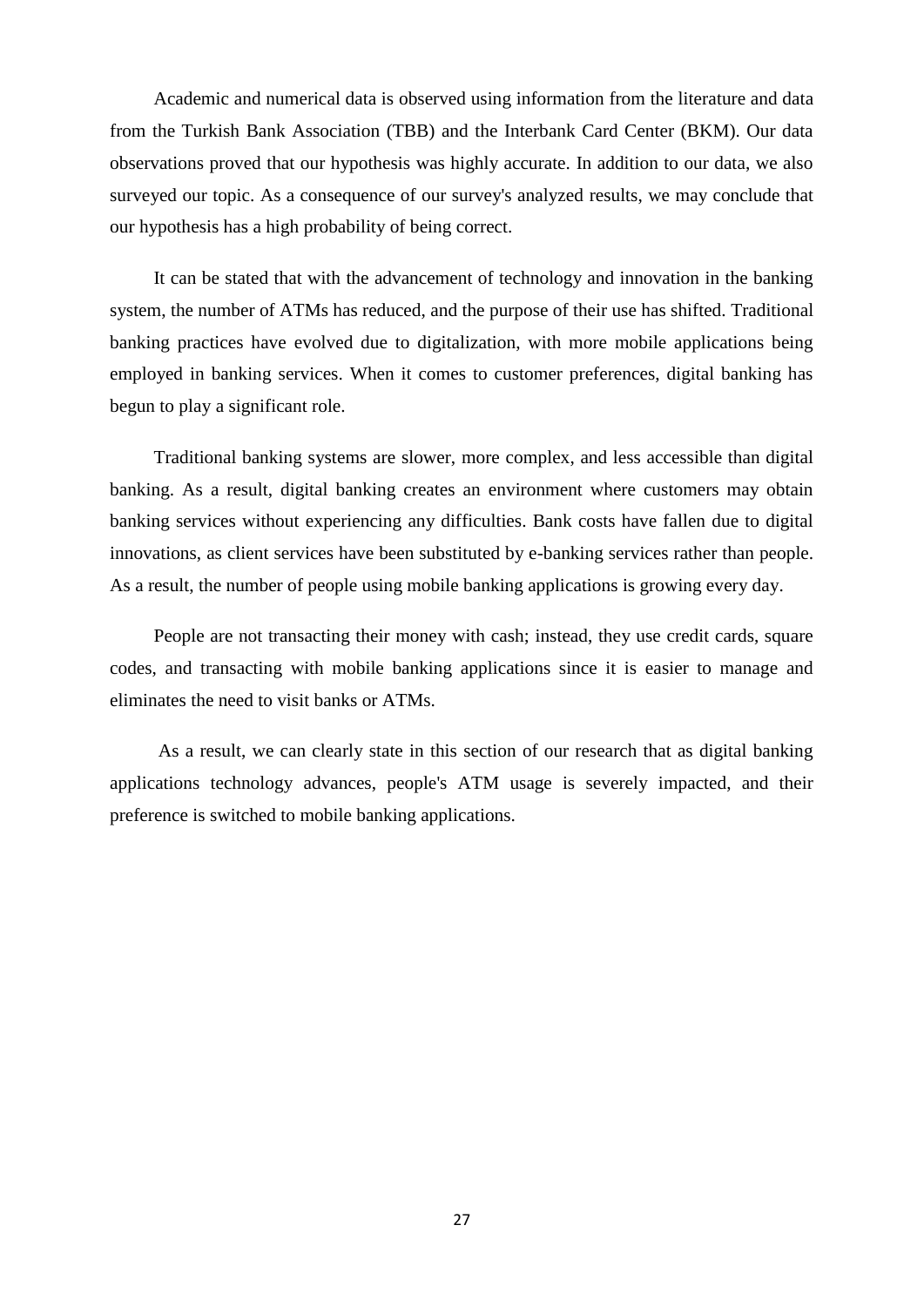Academic and numerical data is observed using information from the literature and data from the Turkish Bank Association (TBB) and the Interbank Card Center (BKM). Our data observations proved that our hypothesis was highly accurate. In addition to our data, we also surveyed our topic. As a consequence of our survey's analyzed results, we may conclude that our hypothesis has a high probability of being correct.

It can be stated that with the advancement of technology and innovation in the banking system, the number of ATMs has reduced, and the purpose of their use has shifted. Traditional banking practices have evolved due to digitalization, with more mobile applications being employed in banking services. When it comes to customer preferences, digital banking has begun to play a significant role.

Traditional banking systems are slower, more complex, and less accessible than digital banking. As a result, digital banking creates an environment where customers may obtain banking services without experiencing any difficulties. Bank costs have fallen due to digital innovations, as client services have been substituted by e-banking services rather than people. As a result, the number of people using mobile banking applications is growing every day.

People are not transacting their money with cash; instead, they use credit cards, square codes, and transacting with mobile banking applications since it is easier to manage and eliminates the need to visit banks or ATMs.

As a result, we can clearly state in this section of our research that as digital banking applications technology advances, people's ATM usage is severely impacted, and their preference is switched to mobile banking applications.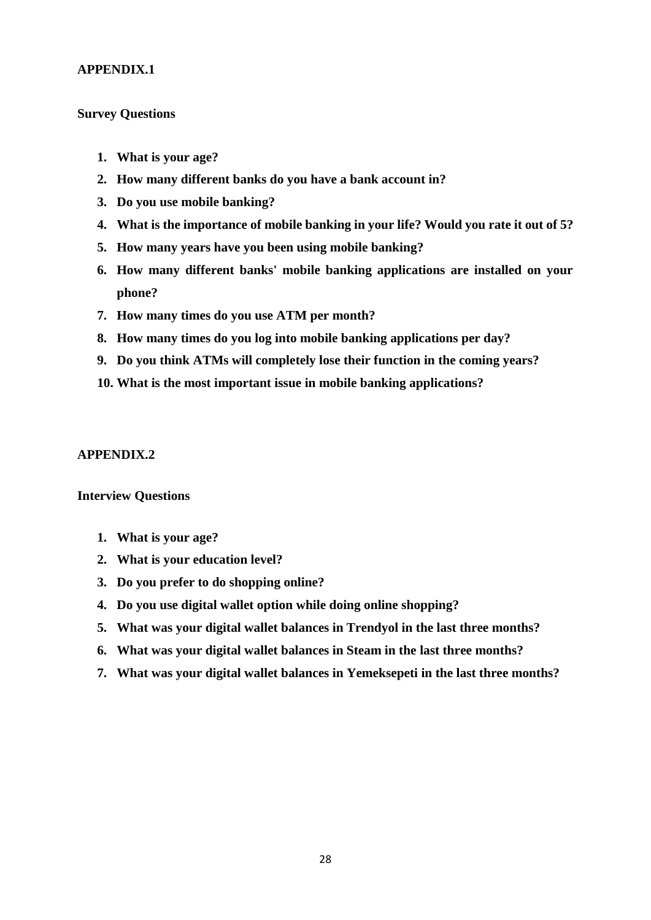## APPENDIX.1

### Survey Questions

1. **What is your age?**
2. **How many different banks do you have a bank account in?**
3. **Do you use mobile banking?**
4. **What is the importance of mobile banking in your life? Would you rate it out of 5?**
5. **How many years have you been using mobile banking?**
6. **How many different banks' mobile banking applications are installed on your phone?**
7. **How many times do you use ATM per month?**
8. **How many times do you log into mobile banking applications per day?**
9. **Do you think ATMs will completely lose their function in the coming years?**
10. **What is the most important issue in mobile banking applications?**

## APPENDIX.2

### Interview Questions

1. **What is your age?**
2. **What is your education level?**
3. **Do you prefer to do shopping online?**
4. **Do you use digital wallet option while doing online shopping?**
5. **What was your digital wallet balances in Trendyol in the last three months?**
6. **What was your digital wallet balances in Steam in the last three months?**
7. **What was your digital wallet balances in Yemeksepeti in the last three months?**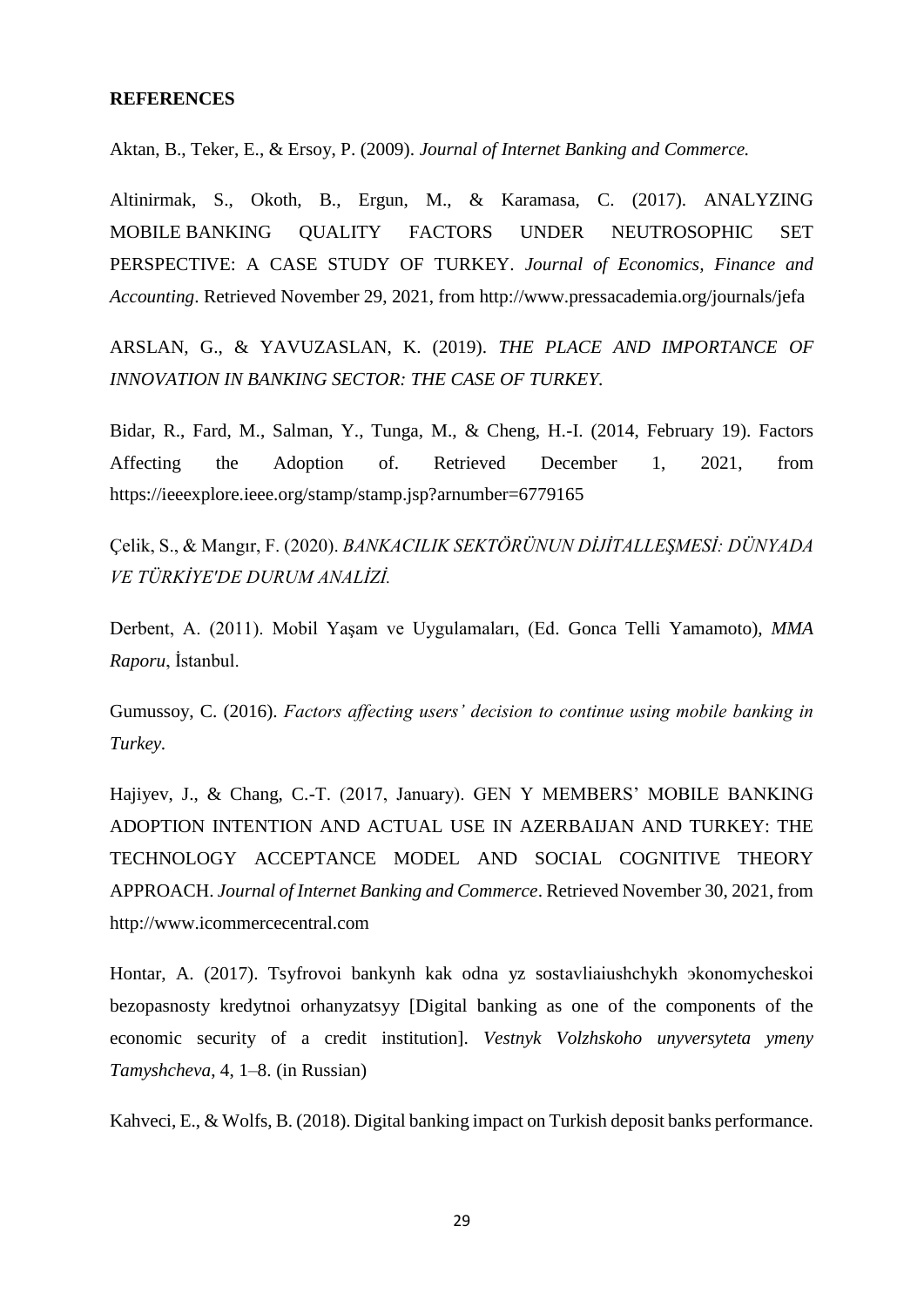**REFERENCES**

Aktan, B., Teker, E., & Ersoy, P. (2009). *Journal of Internet Banking and Commerce.*

Altinirmak, S., Okoth, B., Ergun, M., & Karamasa, C. (2017). ANALYZING MOBILE BANKING QUALITY FACTORS UNDER NEUTROSOPHIC SET PERSPECTIVE: A CASE STUDY OF TURKEY. *Journal of Economics, Finance and Accounting*. Retrieved November 29, 2021, from http://www.pressacademia.org/journals/jefa

ARSLAN, G., & YAVUZASLAN, K. (2019). *THE PLACE AND IMPORTANCE OF INNOVATION IN BANKING SECTOR: THE CASE OF TURKEY.*

Bidar, R., Fard, M., Salman, Y., Tunga, M., & Cheng, H.-I. (2014, February 19). Factors Affecting the Adoption of. Retrieved December 1, 2021, from https://ieeexplore.ieee.org/stamp/stamp.jsp?arnumber=6779165

Çelik, S., & Mangır, F. (2020). *BANKACILIK SEKTÖRÜNUN DİJİTALLEŞMESİ: DÜNYADA VE TÜRKİYE'DE DURUM ANALİZİ.*

Derbent, A. (2011). Mobil Yaşam ve Uygulamaları, (Ed. Gonca Telli Yamamoto), *MMA Raporu*, İstanbul.

Gumussoy, C. (2016). *Factors affecting users' decision to continue using mobile banking in Turkey.*

Hajiyev, J., & Chang, C.-T. (2017, January). GEN Y MEMBERS' MOBILE BANKING ADOPTION INTENTION AND ACTUAL USE IN AZERBAIJAN AND TURKEY: THE TECHNOLOGY ACCEPTANCE MODEL AND SOCIAL COGNITIVE THEORY APPROACH. *Journal of Internet Banking and Commerce*. Retrieved November 30, 2021, from http://www.icommercecentral.com

Hontar, A. (2017). Tsyfrovoi bankynh kak odna yz sostavliaiushchykh эkonomycheskoi bezopasnosty kredytnoi orhanyzatsyy [Digital banking as one of the components of the economic security of a credit institution]. *Vestnyk Volzhskoho unyversyteta ymeny Tamyshcheva*, 4, 1–8. (in Russian)

Kahveci, E., & Wolfs, B. (2018). Digital banking impact on Turkish deposit banks performance.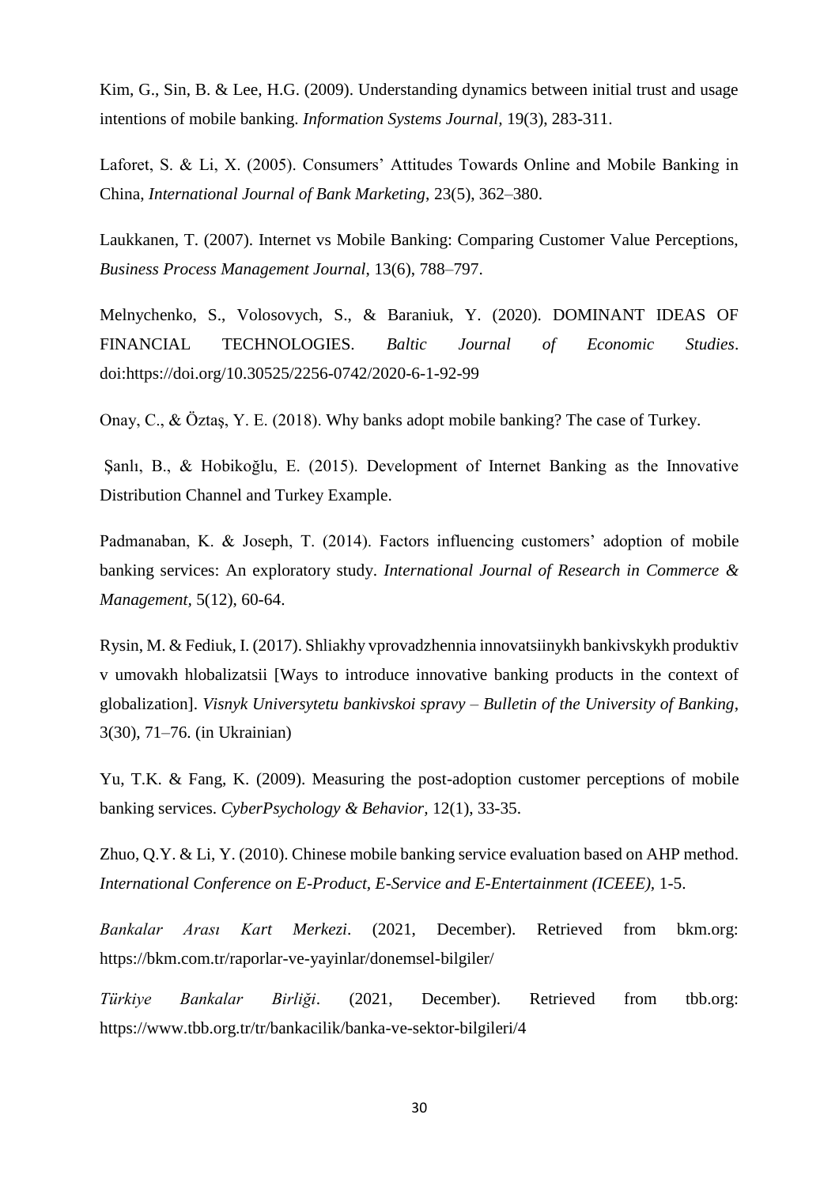Kim, G., Sin, B. & Lee, H.G. (2009). Understanding dynamics between initial trust and usage intentions of mobile banking. *Information Systems Journal,* 19(3), 283-311.

Laforet, S. & Li, X. (2005). Consumers' Attitudes Towards Online and Mobile Banking in China, *International Journal of Bank Marketing*, 23(5), 362–380.

Laukkanen, T. (2007). Internet vs Mobile Banking: Comparing Customer Value Perceptions, *Business Process Management Journal*, 13(6), 788–797.

Melnychenko, S., Volosovych, S., & Baraniuk, Y. (2020). DOMINANT IDEAS OF FINANCIAL TECHNOLOGIES. *Baltic Journal of Economic Studies*. doi:https://doi.org/10.30525/2256-0742/2020-6-1-92-99

Onay, C., & Öztaş, Y. E. (2018). Why banks adopt mobile banking? The case of Turkey.

Şanlı, B., & Hobikoğlu, E. (2015). Development of Internet Banking as the Innovative Distribution Channel and Turkey Example.

Padmanaban, K. & Joseph, T. (2014). Factors influencing customers' adoption of mobile banking services: An exploratory study. *International Journal of Research in Commerce & Management*, 5(12), 60-64.

Rysin, M. & Fediuk, I. (2017). Shliakhy vprovadzhennia innovatsiinykh bankivskykh produktiv v umovakh hlobalizatsii [Ways to introduce innovative banking products in the context of globalization]. *Visnyk Universytetu bankivskoi spravy – Bulletin of the University of Banking*, 3(30), 71–76. (in Ukrainian)

Yu, T.K. & Fang, K. (2009). Measuring the post-adoption customer perceptions of mobile banking services. *CyberPsychology & Behavior,* 12(1), 33-35.

Zhuo, Q.Y. & Li, Y. (2010). Chinese mobile banking service evaluation based on AHP method. *International Conference on E-Product, E-Service and E-Entertainment (ICEEE),* 1-5.

*Bankalar Arası Kart Merkezi*. (2021, December). Retrieved from bkm.org: https://bkm.com.tr/raporlar-ve-yayinlar/donemsel-bilgiler/

*Türkiye Bankalar Birliği*. (2021, December). Retrieved from tbb.org: https://www.tbb.org.tr/tr/bankacilik/banka-ve-sektor-bilgileri/4